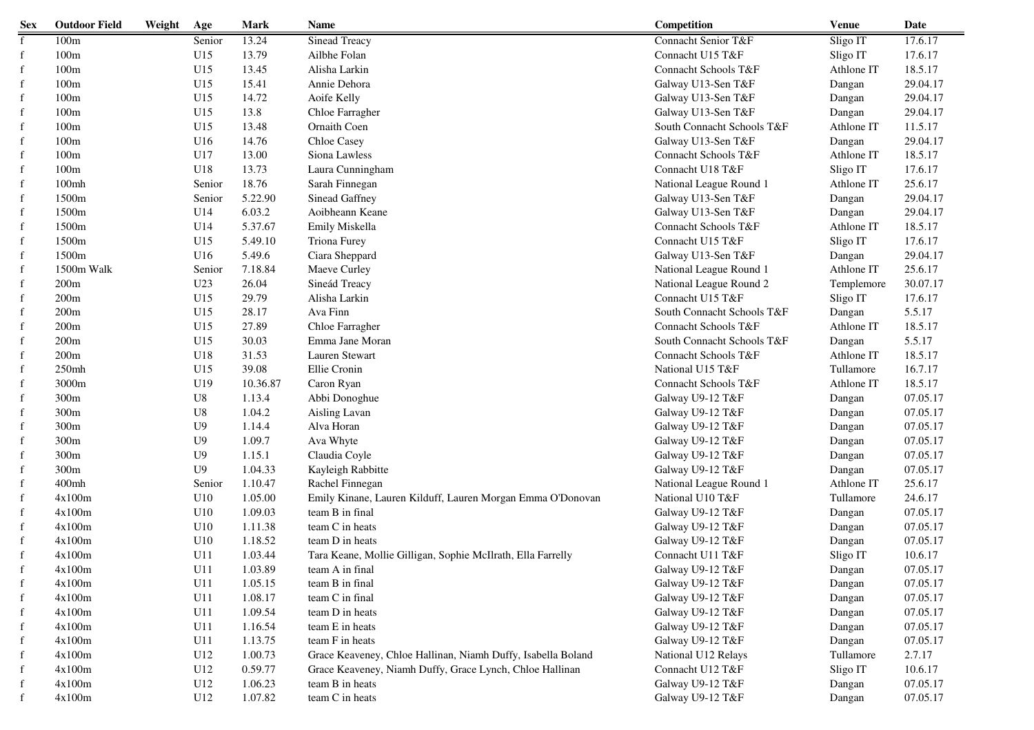| Sex | Outdoor Field | Weight | Age | Mark | Name | Competition | Venue | Date |
|---|---|---|---|---|---|---|---|---|
| f | 100m | | Senior | 13.24 | Sinead Treacy | Connacht Senior T&F | Sligo IT | 17.6.17 |
| f | 100m | | U15 | 13.79 | Ailbhe Folan | Connacht U15 T&F | Sligo IT | 17.6.17 |
| f | 100m | | U15 | 13.45 | Alisha Larkin | Connacht Schools T&F | Athlone IT | 18.5.17 |
| f | 100m | | U15 | 15.41 | Annie Dehora | Galway U13-Sen T&F | Dangan | 29.04.17 |
| f | 100m | | U15 | 14.72 | Aoife Kelly | Galway U13-Sen T&F | Dangan | 29.04.17 |
| f | 100m | | U15 | 13.8 | Chloe Farragher | Galway U13-Sen T&F | Dangan | 29.04.17 |
| f | 100m | | U15 | 13.48 | Ornaith Coen | South Connacht Schools T&F | Athlone IT | 11.5.17 |
| f | 100m | | U16 | 14.76 | Chloe Casey | Galway U13-Sen T&F | Dangan | 29.04.17 |
| f | 100m | | U17 | 13.00 | Siona Lawless | Connacht Schools T&F | Athlone IT | 18.5.17 |
| f | 100m | | U18 | 13.73 | Laura Cunningham | Connacht U18 T&F | Sligo IT | 17.6.17 |
| f | 100mh | | Senior | 18.76 | Sarah Finnegan | National League Round 1 | Athlone IT | 25.6.17 |
| f | 1500m | | Senior | 5.22.90 | Sinead Gaffney | Galway U13-Sen T&F | Dangan | 29.04.17 |
| f | 1500m | | U14 | 6.03.2 | Aoibheann Keane | Galway U13-Sen T&F | Dangan | 29.04.17 |
| f | 1500m | | U14 | 5.37.67 | Emily Miskella | Connacht Schools T&F | Athlone IT | 18.5.17 |
| f | 1500m | | U15 | 5.49.10 | Triona Furey | Connacht U15 T&F | Sligo IT | 17.6.17 |
| f | 1500m | | U16 | 5.49.6 | Ciara Sheppard | Galway U13-Sen T&F | Dangan | 29.04.17 |
| f | 1500m Walk | | Senior | 7.18.84 | Maeve Curley | National League Round 1 | Athlone IT | 25.6.17 |
| f | 200m | | U23 | 26.04 | Sineád Treacy | National League Round 2 | Templemore | 30.07.17 |
| f | 200m | | U15 | 29.79 | Alisha Larkin | Connacht U15 T&F | Sligo IT | 17.6.17 |
| f | 200m | | U15 | 28.17 | Ava Finn | South Connacht Schools T&F | Dangan | 5.5.17 |
| f | 200m | | U15 | 27.89 | Chloe Farragher | Connacht Schools T&F | Athlone IT | 18.5.17 |
| f | 200m | | U15 | 30.03 | Emma Jane Moran | South Connacht Schools T&F | Dangan | 5.5.17 |
| f | 200m | | U18 | 31.53 | Lauren Stewart | Connacht Schools T&F | Athlone IT | 18.5.17 |
| f | 250mh | | U15 | 39.08 | Ellie Cronin | National U15 T&F | Tullamore | 16.7.17 |
| f | 3000m | | U19 | 10.36.87 | Caron Ryan | Connacht Schools T&F | Athlone IT | 18.5.17 |
| f | 300m | | U8 | 1.13.4 | Abbi Donoghue | Galway U9-12 T&F | Dangan | 07.05.17 |
| f | 300m | | U8 | 1.04.2 | Aisling Lavan | Galway U9-12 T&F | Dangan | 07.05.17 |
| f | 300m | | U9 | 1.14.4 | Alva Horan | Galway U9-12 T&F | Dangan | 07.05.17 |
| f | 300m | | U9 | 1.09.7 | Ava Whyte | Galway U9-12 T&F | Dangan | 07.05.17 |
| f | 300m | | U9 | 1.15.1 | Claudia Coyle | Galway U9-12 T&F | Dangan | 07.05.17 |
| f | 300m | | U9 | 1.04.33 | Kayleigh Rabbitte | Galway U9-12 T&F | Dangan | 07.05.17 |
| f | 400mh | | Senior | 1.10.47 | Rachel Finnegan | National League Round 1 | Athlone IT | 25.6.17 |
| f | 4x100m | | U10 | 1.05.00 | Emily Kinane, Lauren Kilduff, Lauren Morgan Emma O'Donovan | National U10 T&F | Tullamore | 24.6.17 |
| f | 4x100m | | U10 | 1.09.03 | team B in final | Galway U9-12 T&F | Dangan | 07.05.17 |
| f | 4x100m | | U10 | 1.11.38 | team C in heats | Galway U9-12 T&F | Dangan | 07.05.17 |
| f | 4x100m | | U10 | 1.18.52 | team D in heats | Galway U9-12 T&F | Dangan | 07.05.17 |
| f | 4x100m | | U11 | 1.03.44 | Tara Keane, Mollie Gilligan, Sophie McIlrath, Ella Farrelly | Connacht U11 T&F | Sligo IT | 10.6.17 |
| f | 4x100m | | U11 | 1.03.89 | team A in final | Galway U9-12 T&F | Dangan | 07.05.17 |
| f | 4x100m | | U11 | 1.05.15 | team B in final | Galway U9-12 T&F | Dangan | 07.05.17 |
| f | 4x100m | | U11 | 1.08.17 | team C in final | Galway U9-12 T&F | Dangan | 07.05.17 |
| f | 4x100m | | U11 | 1.09.54 | team D in heats | Galway U9-12 T&F | Dangan | 07.05.17 |
| f | 4x100m | | U11 | 1.16.54 | team E in heats | Galway U9-12 T&F | Dangan | 07.05.17 |
| f | 4x100m | | U11 | 1.13.75 | team F in heats | Galway U9-12 T&F | Dangan | 07.05.17 |
| f | 4x100m | | U12 | 1.00.73 | Grace Keaveney, Chloe Hallinan, Niamh Duffy, Isabella Boland | National U12 Relays | Tullamore | 2.7.17 |
| f | 4x100m | | U12 | 0.59.77 | Grace Keaveney, Niamh Duffy, Grace Lynch, Chloe Hallinan | Connacht U12 T&F | Sligo IT | 10.6.17 |
| f | 4x100m | | U12 | 1.06.23 | team B in heats | Galway U9-12 T&F | Dangan | 07.05.17 |
| f | 4x100m | | U12 | 1.07.82 | team C in heats | Galway U9-12 T&F | Dangan | 07.05.17 |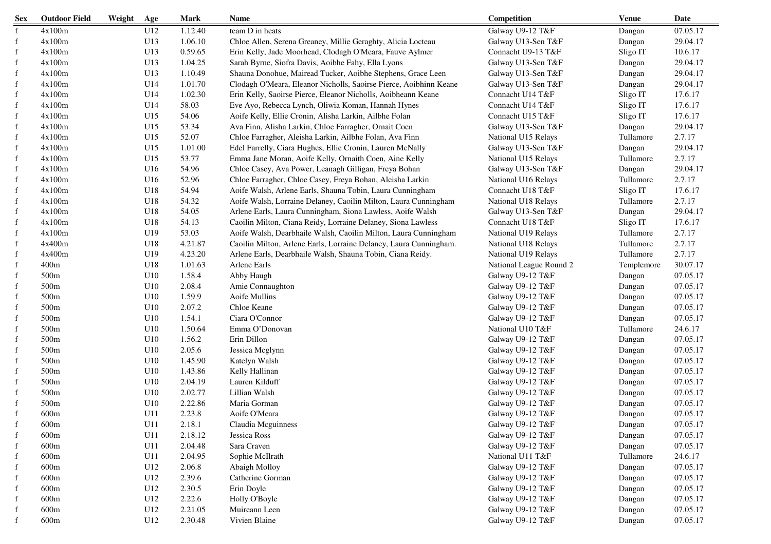| Sex | Outdoor Field | Weight | Age | Mark | Name | Competition | Venue | Date |
|---|---|---|---|---|---|---|---|---|
| f | 4x100m | | U12 | 1.12.40 | team D in heats | Galway U9-12 T&F | Dangan | 07.05.17 |
| f | 4x100m | | U13 | 1.06.10 | Chloe Allen, Serena Greaney, Millie Geraghty, Alicia Locteau | Galway U13-Sen T&F | Dangan | 29.04.17 |
| f | 4x100m | | U13 | 0.59.65 | Erin Kelly, Jade Moorhead, Clodagh O'Meara, Fauve Aylmer | Connacht U9-13 T&F | Sligo IT | 10.6.17 |
| f | 4x100m | | U13 | 1.04.25 | Sarah Byrne, Siofra Davis, Aoibhe Fahy, Ella Lyons | Galway U13-Sen T&F | Dangan | 29.04.17 |
| f | 4x100m | | U13 | 1.10.49 | Shauna Donohue, Mairead Tucker, Aoibhe Stephens, Grace Leen | Galway U13-Sen T&F | Dangan | 29.04.17 |
| f | 4x100m | | U14 | 1.01.70 | Clodagh O'Meara, Eleanor Nicholls, Saoirse Pierce, Aoibhinn Keane | Galway U13-Sen T&F | Dangan | 29.04.17 |
| f | 4x100m | | U14 | 1.02.30 | Erin Kelly, Saoirse Pierce, Eleanor Nicholls, Aoibheann Keane | Connacht U14 T&F | Sligo IT | 17.6.17 |
| f | 4x100m | | U14 | 58.03 | Eve Ayo, Rebecca Lynch, Oliwia Koman, Hannah Hynes | Connacht U14 T&F | Sligo IT | 17.6.17 |
| f | 4x100m | | U15 | 54.06 | Aoife Kelly, Ellie Cronin, Alisha Larkin, Ailbhe Folan | Connacht U15 T&F | Sligo IT | 17.6.17 |
| f | 4x100m | | U15 | 53.34 | Ava Finn, Alisha Larkin, Chloe Farragher, Ornait Coen | Galway U13-Sen T&F | Dangan | 29.04.17 |
| f | 4x100m | | U15 | 52.07 | Chloe Farragher, Aleisha Larkin, Ailbhe Folan, Ava Finn | National U15 Relays | Tullamore | 2.7.17 |
| f | 4x100m | | U15 | 1.01.00 | Edel Farrelly, Ciara Hughes, Ellie Cronin, Lauren McNally | Galway U13-Sen T&F | Dangan | 29.04.17 |
| f | 4x100m | | U15 | 53.77 | Emma Jane Moran, Aoife Kelly, Ornaith Coen, Aine Kelly | National U15 Relays | Tullamore | 2.7.17 |
| f | 4x100m | | U16 | 54.96 | Chloe Casey, Ava Power, Leanagh Gilligan, Freya Bohan | Galway U13-Sen T&F | Dangan | 29.04.17 |
| f | 4x100m | | U16 | 52.96 | Chloe Farragher, Chloe Casey, Freya Bohan, Aleisha Larkin | National U16 Relays | Tullamore | 2.7.17 |
| f | 4x100m | | U18 | 54.94 | Aoife Walsh, Arlene Earls, Shauna Tobin, Laura Cunningham | Connacht U18 T&F | Sligo IT | 17.6.17 |
| f | 4x100m | | U18 | 54.32 | Aoife Walsh, Lorraine Delaney, Caoilin Milton, Laura Cunningham | National U18 Relays | Tullamore | 2.7.17 |
| f | 4x100m | | U18 | 54.05 | Arlene Earls, Laura Cunningham, Siona Lawless, Aoife Walsh | Galway U13-Sen T&F | Dangan | 29.04.17 |
| f | 4x100m | | U18 | 54.13 | Caoilin Milton, Ciana Reidy, Lorraine Delaney, Siona Lawless | Connacht U18 T&F | Sligo IT | 17.6.17 |
| f | 4x100m | | U19 | 53.03 | Aoife Walsh, Dearbhaile Walsh, Caoilin Milton, Laura Cunningham | National U19 Relays | Tullamore | 2.7.17 |
| f | 4x400m | | U18 | 4.21.87 | Caoilin Milton, Arlene Earls, Lorraine Delaney, Laura Cunningham. | National U18 Relays | Tullamore | 2.7.17 |
| f | 4x400m | | U19 | 4.23.20 | Arlene Earls, Dearbhaile Walsh, Shauna Tobin, Ciana Reidy. | National U19 Relays | Tullamore | 2.7.17 |
| f | 400m | | U18 | 1.01.63 | Arlene Earls | National League Round 2 | Templemore | 30.07.17 |
| f | 500m | | U10 | 1.58.4 | Abby Haugh | Galway U9-12 T&F | Dangan | 07.05.17 |
| f | 500m | | U10 | 2.08.4 | Amie Connaughton | Galway U9-12 T&F | Dangan | 07.05.17 |
| f | 500m | | U10 | 1.59.9 | Aoife Mullins | Galway U9-12 T&F | Dangan | 07.05.17 |
| f | 500m | | U10 | 2.07.2 | Chloe Keane | Galway U9-12 T&F | Dangan | 07.05.17 |
| f | 500m | | U10 | 1.54.1 | Ciara O'Connor | Galway U9-12 T&F | Dangan | 07.05.17 |
| f | 500m | | U10 | 1.50.64 | Emma O'Donovan | National U10 T&F | Tullamore | 24.6.17 |
| f | 500m | | U10 | 1.56.2 | Erin Dillon | Galway U9-12 T&F | Dangan | 07.05.17 |
| f | 500m | | U10 | 2.05.6 | Jessica Mcglynn | Galway U9-12 T&F | Dangan | 07.05.17 |
| f | 500m | | U10 | 1.45.90 | Katelyn Walsh | Galway U9-12 T&F | Dangan | 07.05.17 |
| f | 500m | | U10 | 1.43.86 | Kelly Hallinan | Galway U9-12 T&F | Dangan | 07.05.17 |
| f | 500m | | U10 | 2.04.19 | Lauren Kilduff | Galway U9-12 T&F | Dangan | 07.05.17 |
| f | 500m | | U10 | 2.02.77 | Lillian Walsh | Galway U9-12 T&F | Dangan | 07.05.17 |
| f | 500m | | U10 | 2.22.86 | Maria Gorman | Galway U9-12 T&F | Dangan | 07.05.17 |
| f | 600m | | U11 | 2.23.8 | Aoife O'Meara | Galway U9-12 T&F | Dangan | 07.05.17 |
| f | 600m | | U11 | 2.18.1 | Claudia Mcguinness | Galway U9-12 T&F | Dangan | 07.05.17 |
| f | 600m | | U11 | 2.18.12 | Jessica Ross | Galway U9-12 T&F | Dangan | 07.05.17 |
| f | 600m | | U11 | 2.04.48 | Sara Craven | Galway U9-12 T&F | Dangan | 07.05.17 |
| f | 600m | | U11 | 2.04.95 | Sophie McIlrath | National U11 T&F | Tullamore | 24.6.17 |
| f | 600m | | U12 | 2.06.8 | Abaigh Molloy | Galway U9-12 T&F | Dangan | 07.05.17 |
| f | 600m | | U12 | 2.39.6 | Catherine Gorman | Galway U9-12 T&F | Dangan | 07.05.17 |
| f | 600m | | U12 | 2.30.5 | Erin Doyle | Galway U9-12 T&F | Dangan | 07.05.17 |
| f | 600m | | U12 | 2.22.6 | Holly O'Boyle | Galway U9-12 T&F | Dangan | 07.05.17 |
| f | 600m | | U12 | 2.21.05 | Muireann Leen | Galway U9-12 T&F | Dangan | 07.05.17 |
| f | 600m | | U12 | 2.30.48 | Vivien Blaine | Galway U9-12 T&F | Dangan | 07.05.17 |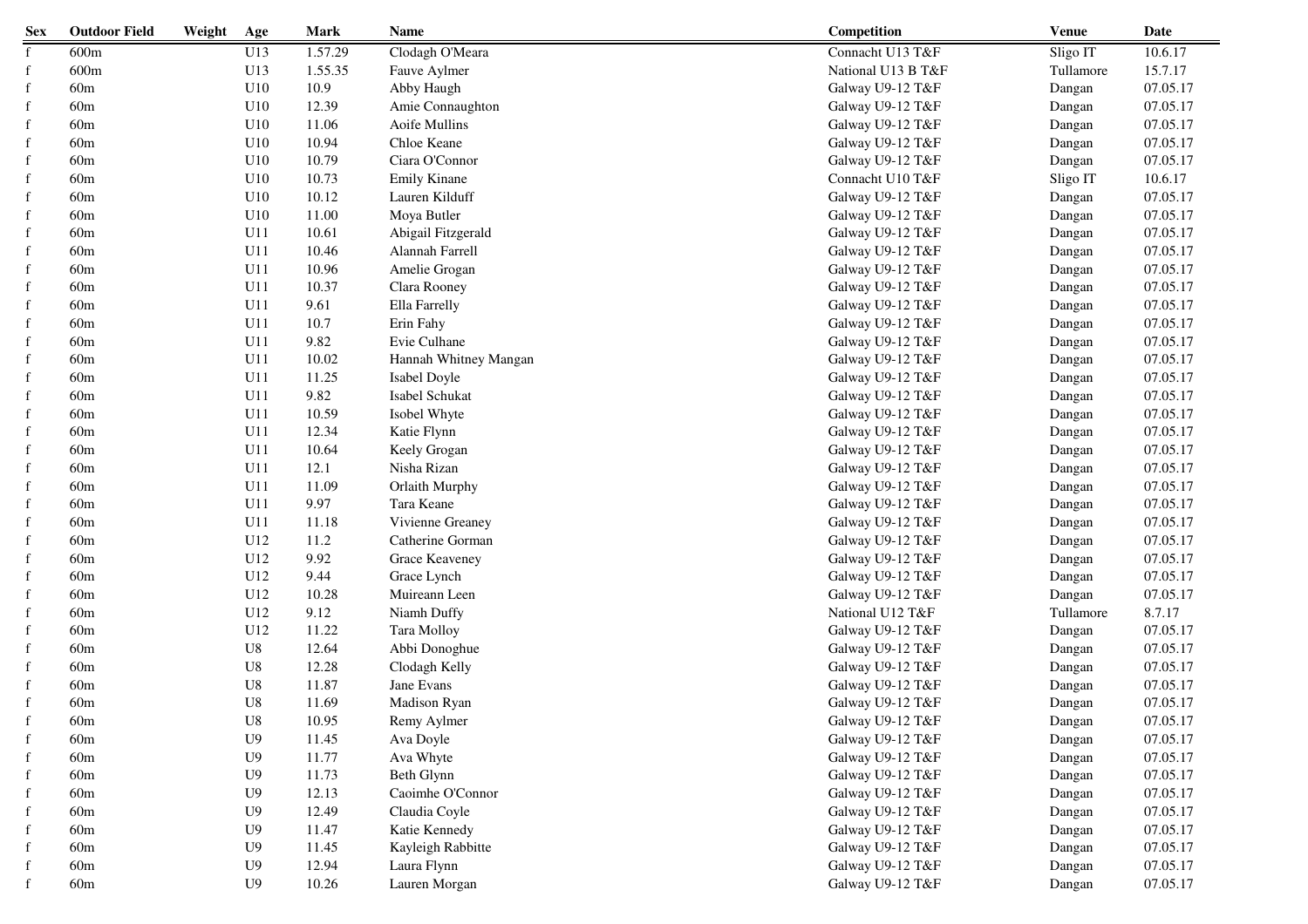| Sex | Outdoor Field | Weight | Age | Mark | Name | Competition | Venue | Date |
|---|---|---|---|---|---|---|---|---|
| f | 600m | | U13 | 1.57.29 | Clodagh O'Meara | Connacht U13 T&F | Sligo IT | 10.6.17 |
| f | 600m | | U13 | 1.55.35 | Fauve Aylmer | National U13 B T&F | Tullamore | 15.7.17 |
| f | 60m | | U10 | 10.9 | Abby Haugh | Galway U9-12 T&F | Dangan | 07.05.17 |
| f | 60m | | U10 | 12.39 | Amie Connaughton | Galway U9-12 T&F | Dangan | 07.05.17 |
| f | 60m | | U10 | 11.06 | Aoife Mullins | Galway U9-12 T&F | Dangan | 07.05.17 |
| f | 60m | | U10 | 10.94 | Chloe Keane | Galway U9-12 T&F | Dangan | 07.05.17 |
| f | 60m | | U10 | 10.79 | Ciara O'Connor | Galway U9-12 T&F | Dangan | 07.05.17 |
| f | 60m | | U10 | 10.73 | Emily Kinane | Connacht U10 T&F | Sligo IT | 10.6.17 |
| f | 60m | | U10 | 10.12 | Lauren Kilduff | Galway U9-12 T&F | Dangan | 07.05.17 |
| f | 60m | | U10 | 11.00 | Moya Butler | Galway U9-12 T&F | Dangan | 07.05.17 |
| f | 60m | | U11 | 10.61 | Abigail Fitzgerald | Galway U9-12 T&F | Dangan | 07.05.17 |
| f | 60m | | U11 | 10.46 | Alannah Farrell | Galway U9-12 T&F | Dangan | 07.05.17 |
| f | 60m | | U11 | 10.96 | Amelie Grogan | Galway U9-12 T&F | Dangan | 07.05.17 |
| f | 60m | | U11 | 10.37 | Clara Rooney | Galway U9-12 T&F | Dangan | 07.05.17 |
| f | 60m | | U11 | 9.61 | Ella Farrelly | Galway U9-12 T&F | Dangan | 07.05.17 |
| f | 60m | | U11 | 10.7 | Erin Fahy | Galway U9-12 T&F | Dangan | 07.05.17 |
| f | 60m | | U11 | 9.82 | Evie Culhane | Galway U9-12 T&F | Dangan | 07.05.17 |
| f | 60m | | U11 | 10.02 | Hannah Whitney Mangan | Galway U9-12 T&F | Dangan | 07.05.17 |
| f | 60m | | U11 | 11.25 | Isabel Doyle | Galway U9-12 T&F | Dangan | 07.05.17 |
| f | 60m | | U11 | 9.82 | Isabel Schukat | Galway U9-12 T&F | Dangan | 07.05.17 |
| f | 60m | | U11 | 10.59 | Isobel Whyte | Galway U9-12 T&F | Dangan | 07.05.17 |
| f | 60m | | U11 | 12.34 | Katie Flynn | Galway U9-12 T&F | Dangan | 07.05.17 |
| f | 60m | | U11 | 10.64 | Keely Grogan | Galway U9-12 T&F | Dangan | 07.05.17 |
| f | 60m | | U11 | 12.1 | Nisha Rizan | Galway U9-12 T&F | Dangan | 07.05.17 |
| f | 60m | | U11 | 11.09 | Orlaith Murphy | Galway U9-12 T&F | Dangan | 07.05.17 |
| f | 60m | | U11 | 9.97 | Tara Keane | Galway U9-12 T&F | Dangan | 07.05.17 |
| f | 60m | | U11 | 11.18 | Vivienne Greaney | Galway U9-12 T&F | Dangan | 07.05.17 |
| f | 60m | | U12 | 11.2 | Catherine Gorman | Galway U9-12 T&F | Dangan | 07.05.17 |
| f | 60m | | U12 | 9.92 | Grace Keaveney | Galway U9-12 T&F | Dangan | 07.05.17 |
| f | 60m | | U12 | 9.44 | Grace Lynch | Galway U9-12 T&F | Dangan | 07.05.17 |
| f | 60m | | U12 | 10.28 | Muireann Leen | Galway U9-12 T&F | Dangan | 07.05.17 |
| f | 60m | | U12 | 9.12 | Niamh Duffy | National U12 T&F | Tullamore | 8.7.17 |
| f | 60m | | U12 | 11.22 | Tara Molloy | Galway U9-12 T&F | Dangan | 07.05.17 |
| f | 60m | | U8 | 12.64 | Abbi Donoghue | Galway U9-12 T&F | Dangan | 07.05.17 |
| f | 60m | | U8 | 12.28 | Clodagh Kelly | Galway U9-12 T&F | Dangan | 07.05.17 |
| f | 60m | | U8 | 11.87 | Jane Evans | Galway U9-12 T&F | Dangan | 07.05.17 |
| f | 60m | | U8 | 11.69 | Madison Ryan | Galway U9-12 T&F | Dangan | 07.05.17 |
| f | 60m | | U8 | 10.95 | Remy Aylmer | Galway U9-12 T&F | Dangan | 07.05.17 |
| f | 60m | | U9 | 11.45 | Ava Doyle | Galway U9-12 T&F | Dangan | 07.05.17 |
| f | 60m | | U9 | 11.77 | Ava Whyte | Galway U9-12 T&F | Dangan | 07.05.17 |
| f | 60m | | U9 | 11.73 | Beth Glynn | Galway U9-12 T&F | Dangan | 07.05.17 |
| f | 60m | | U9 | 12.13 | Caoimhe O'Connor | Galway U9-12 T&F | Dangan | 07.05.17 |
| f | 60m | | U9 | 12.49 | Claudia Coyle | Galway U9-12 T&F | Dangan | 07.05.17 |
| f | 60m | | U9 | 11.47 | Katie Kennedy | Galway U9-12 T&F | Dangan | 07.05.17 |
| f | 60m | | U9 | 11.45 | Kayleigh Rabbitte | Galway U9-12 T&F | Dangan | 07.05.17 |
| f | 60m | | U9 | 12.94 | Laura Flynn | Galway U9-12 T&F | Dangan | 07.05.17 |
| f | 60m | | U9 | 10.26 | Lauren Morgan | Galway U9-12 T&F | Dangan | 07.05.17 |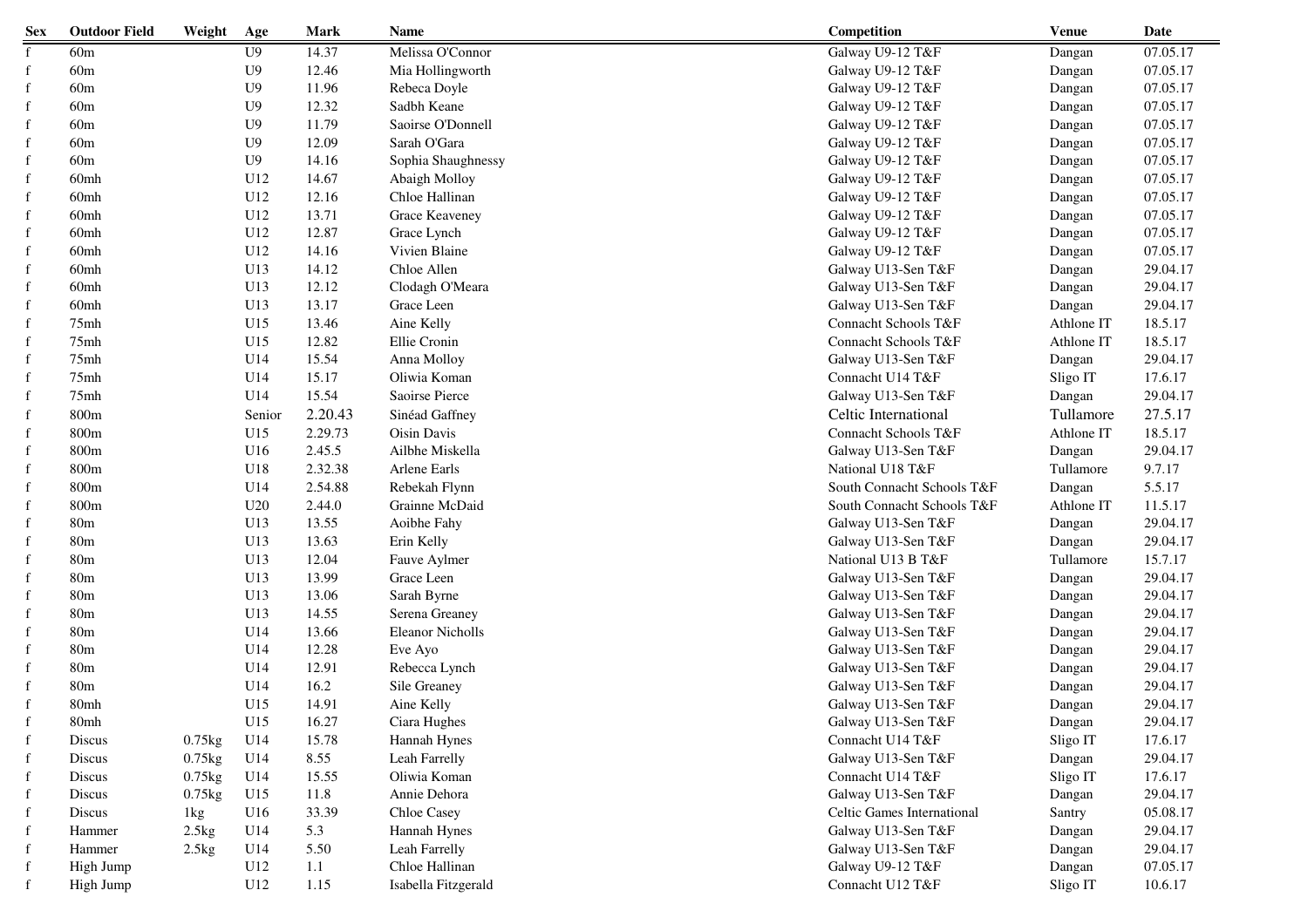| Sex | Outdoor Field | Weight | Age | Mark | Name | Competition | Venue | Date |
|---|---|---|---|---|---|---|---|---|
| f | 60m | | U9 | 14.37 | Melissa O'Connor | Galway U9-12 T&F | Dangan | 07.05.17 |
| f | 60m | | U9 | 12.46 | Mia Hollingworth | Galway U9-12 T&F | Dangan | 07.05.17 |
| f | 60m | | U9 | 11.96 | Rebeca Doyle | Galway U9-12 T&F | Dangan | 07.05.17 |
| f | 60m | | U9 | 12.32 | Sadbh Keane | Galway U9-12 T&F | Dangan | 07.05.17 |
| f | 60m | | U9 | 11.79 | Saoirse O'Donnell | Galway U9-12 T&F | Dangan | 07.05.17 |
| f | 60m | | U9 | 12.09 | Sarah O'Gara | Galway U9-12 T&F | Dangan | 07.05.17 |
| f | 60m | | U9 | 14.16 | Sophia Shaughnessy | Galway U9-12 T&F | Dangan | 07.05.17 |
| f | 60mh | | U12 | 14.67 | Abaigh Molloy | Galway U9-12 T&F | Dangan | 07.05.17 |
| f | 60mh | | U12 | 12.16 | Chloe Hallinan | Galway U9-12 T&F | Dangan | 07.05.17 |
| f | 60mh | | U12 | 13.71 | Grace Keaveney | Galway U9-12 T&F | Dangan | 07.05.17 |
| f | 60mh | | U12 | 12.87 | Grace Lynch | Galway U9-12 T&F | Dangan | 07.05.17 |
| f | 60mh | | U12 | 14.16 | Vivien Blaine | Galway U9-12 T&F | Dangan | 07.05.17 |
| f | 60mh | | U13 | 14.12 | Chloe Allen | Galway U13-Sen T&F | Dangan | 29.04.17 |
| f | 60mh | | U13 | 12.12 | Clodagh O'Meara | Galway U13-Sen T&F | Dangan | 29.04.17 |
| f | 60mh | | U13 | 13.17 | Grace Leen | Galway U13-Sen T&F | Dangan | 29.04.17 |
| f | 75mh | | U15 | 13.46 | Aine Kelly | Connacht Schools T&F | Athlone IT | 18.5.17 |
| f | 75mh | | U15 | 12.82 | Ellie Cronin | Connacht Schools T&F | Athlone IT | 18.5.17 |
| f | 75mh | | U14 | 15.54 | Anna Molloy | Galway U13-Sen T&F | Dangan | 29.04.17 |
| f | 75mh | | U14 | 15.17 | Oliwia Koman | Connacht U14 T&F | Sligo IT | 17.6.17 |
| f | 75mh | | U14 | 15.54 | Saoirse Pierce | Galway U13-Sen T&F | Dangan | 29.04.17 |
| f | 800m | | Senior | 2.20.43 | Sinéad Gaffney | Celtic International | Tullamore | 27.5.17 |
| f | 800m | | U15 | 2.29.73 | Oisin Davis | Connacht Schools T&F | Athlone IT | 18.5.17 |
| f | 800m | | U16 | 2.45.5 | Ailbhe Miskella | Galway U13-Sen T&F | Dangan | 29.04.17 |
| f | 800m | | U18 | 2.32.38 | Arlene Earls | National U18 T&F | Tullamore | 9.7.17 |
| f | 800m | | U14 | 2.54.88 | Rebekah Flynn | South Connacht Schools T&F | Dangan | 5.5.17 |
| f | 800m | | U20 | 2.44.0 | Grainne McDaid | South Connacht Schools T&F | Athlone IT | 11.5.17 |
| f | 80m | | U13 | 13.55 | Aoibhe Fahy | Galway U13-Sen T&F | Dangan | 29.04.17 |
| f | 80m | | U13 | 13.63 | Erin Kelly | Galway U13-Sen T&F | Dangan | 29.04.17 |
| f | 80m | | U13 | 12.04 | Fauve Aylmer | National U13 B T&F | Tullamore | 15.7.17 |
| f | 80m | | U13 | 13.99 | Grace Leen | Galway U13-Sen T&F | Dangan | 29.04.17 |
| f | 80m | | U13 | 13.06 | Sarah Byrne | Galway U13-Sen T&F | Dangan | 29.04.17 |
| f | 80m | | U13 | 14.55 | Serena Greaney | Galway U13-Sen T&F | Dangan | 29.04.17 |
| f | 80m | | U14 | 13.66 | Eleanor Nicholls | Galway U13-Sen T&F | Dangan | 29.04.17 |
| f | 80m | | U14 | 12.28 | Eve Ayo | Galway U13-Sen T&F | Dangan | 29.04.17 |
| f | 80m | | U14 | 12.91 | Rebecca Lynch | Galway U13-Sen T&F | Dangan | 29.04.17 |
| f | 80m | | U14 | 16.2 | Sile Greaney | Galway U13-Sen T&F | Dangan | 29.04.17 |
| f | 80mh | | U15 | 14.91 | Aine Kelly | Galway U13-Sen T&F | Dangan | 29.04.17 |
| f | 80mh | | U15 | 16.27 | Ciara Hughes | Galway U13-Sen T&F | Dangan | 29.04.17 |
| f | Discus | 0.75kg | U14 | 15.78 | Hannah Hynes | Connacht U14 T&F | Sligo IT | 17.6.17 |
| f | Discus | 0.75kg | U14 | 8.55 | Leah Farrelly | Galway U13-Sen T&F | Dangan | 29.04.17 |
| f | Discus | 0.75kg | U14 | 15.55 | Oliwia Koman | Connacht U14 T&F | Sligo IT | 17.6.17 |
| f | Discus | 0.75kg | U15 | 11.8 | Annie Dehora | Galway U13-Sen T&F | Dangan | 29.04.17 |
| f | Discus | 1kg | U16 | 33.39 | Chloe Casey | Celtic Games International | Santry | 05.08.17 |
| f | Hammer | 2.5kg | U14 | 5.3 | Hannah Hynes | Galway U13-Sen T&F | Dangan | 29.04.17 |
| f | Hammer | 2.5kg | U14 | 5.50 | Leah Farrelly | Galway U13-Sen T&F | Dangan | 29.04.17 |
| f | High Jump | | U12 | 1.1 | Chloe Hallinan | Galway U9-12 T&F | Dangan | 07.05.17 |
| f | High Jump | | U12 | 1.15 | Isabella Fitzgerald | Connacht U12 T&F | Sligo IT | 10.6.17 |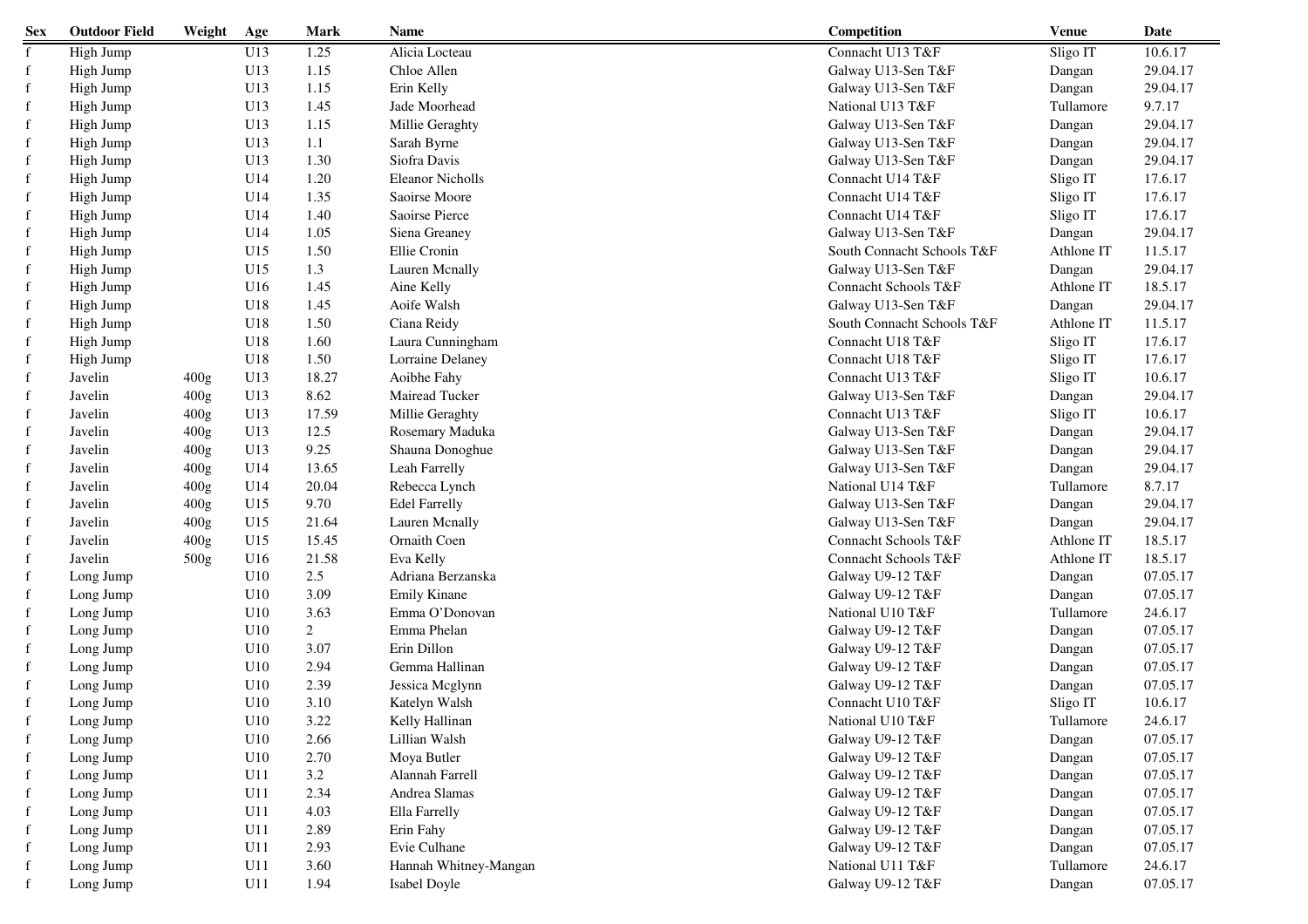| Sex | Outdoor Field | Weight | Age | Mark | Name | Competition | Venue | Date |
|---|---|---|---|---|---|---|---|---|
| f | High Jump | | U13 | 1.25 | Alicia Locteau | Connacht U13 T&F | Sligo IT | 10.6.17 |
| f | High Jump | | U13 | 1.15 | Chloe Allen | Galway U13-Sen T&F | Dangan | 29.04.17 |
| f | High Jump | | U13 | 1.15 | Erin Kelly | Galway U13-Sen T&F | Dangan | 29.04.17 |
| f | High Jump | | U13 | 1.45 | Jade Moorhead | National U13 T&F | Tullamore | 9.7.17 |
| f | High Jump | | U13 | 1.15 | Millie Geraghty | Galway U13-Sen T&F | Dangan | 29.04.17 |
| f | High Jump | | U13 | 1.1 | Sarah Byrne | Galway U13-Sen T&F | Dangan | 29.04.17 |
| f | High Jump | | U13 | 1.30 | Siofra Davis | Galway U13-Sen T&F | Dangan | 29.04.17 |
| f | High Jump | | U14 | 1.20 | Eleanor Nicholls | Connacht U14 T&F | Sligo IT | 17.6.17 |
| f | High Jump | | U14 | 1.35 | Saoirse Moore | Connacht U14 T&F | Sligo IT | 17.6.17 |
| f | High Jump | | U14 | 1.40 | Saoirse Pierce | Connacht U14 T&F | Sligo IT | 17.6.17 |
| f | High Jump | | U14 | 1.05 | Siena Greaney | Galway U13-Sen T&F | Dangan | 29.04.17 |
| f | High Jump | | U15 | 1.50 | Ellie Cronin | South Connacht Schools T&F | Athlone IT | 11.5.17 |
| f | High Jump | | U15 | 1.3 | Lauren Mcnally | Galway U13-Sen T&F | Dangan | 29.04.17 |
| f | High Jump | | U16 | 1.45 | Aine Kelly | Connacht Schools T&F | Athlone IT | 18.5.17 |
| f | High Jump | | U18 | 1.45 | Aoife Walsh | Galway U13-Sen T&F | Dangan | 29.04.17 |
| f | High Jump | | U18 | 1.50 | Ciana Reidy | South Connacht Schools T&F | Athlone IT | 11.5.17 |
| f | High Jump | | U18 | 1.60 | Laura Cunningham | Connacht U18 T&F | Sligo IT | 17.6.17 |
| f | High Jump | | U18 | 1.50 | Lorraine Delaney | Connacht U18 T&F | Sligo IT | 17.6.17 |
| f | Javelin | 400g | U13 | 18.27 | Aoibhe Fahy | Connacht U13 T&F | Sligo IT | 10.6.17 |
| f | Javelin | 400g | U13 | 8.62 | Mairead Tucker | Galway U13-Sen T&F | Dangan | 29.04.17 |
| f | Javelin | 400g | U13 | 17.59 | Millie Geraghty | Connacht U13 T&F | Sligo IT | 10.6.17 |
| f | Javelin | 400g | U13 | 12.5 | Rosemary Maduka | Galway U13-Sen T&F | Dangan | 29.04.17 |
| f | Javelin | 400g | U13 | 9.25 | Shauna Donoghue | Galway U13-Sen T&F | Dangan | 29.04.17 |
| f | Javelin | 400g | U14 | 13.65 | Leah Farrelly | Galway U13-Sen T&F | Dangan | 29.04.17 |
| f | Javelin | 400g | U14 | 20.04 | Rebecca Lynch | National U14 T&F | Tullamore | 8.7.17 |
| f | Javelin | 400g | U15 | 9.70 | Edel Farrelly | Galway U13-Sen T&F | Dangan | 29.04.17 |
| f | Javelin | 400g | U15 | 21.64 | Lauren Mcnally | Galway U13-Sen T&F | Dangan | 29.04.17 |
| f | Javelin | 400g | U15 | 15.45 | Ornaith Coen | Connacht Schools T&F | Athlone IT | 18.5.17 |
| f | Javelin | 500g | U16 | 21.58 | Eva Kelly | Connacht Schools T&F | Athlone IT | 18.5.17 |
| f | Long Jump | | U10 | 2.5 | Adriana Berzanska | Galway U9-12 T&F | Dangan | 07.05.17 |
| f | Long Jump | | U10 | 3.09 | Emily Kinane | Galway U9-12 T&F | Dangan | 07.05.17 |
| f | Long Jump | | U10 | 3.63 | Emma O'Donovan | National U10 T&F | Tullamore | 24.6.17 |
| f | Long Jump | | U10 | 2 | Emma Phelan | Galway U9-12 T&F | Dangan | 07.05.17 |
| f | Long Jump | | U10 | 3.07 | Erin Dillon | Galway U9-12 T&F | Dangan | 07.05.17 |
| f | Long Jump | | U10 | 2.94 | Gemma Hallinan | Galway U9-12 T&F | Dangan | 07.05.17 |
| f | Long Jump | | U10 | 2.39 | Jessica Mcglynn | Galway U9-12 T&F | Dangan | 07.05.17 |
| f | Long Jump | | U10 | 3.10 | Katelyn Walsh | Connacht U10 T&F | Sligo IT | 10.6.17 |
| f | Long Jump | | U10 | 3.22 | Kelly Hallinan | National U10 T&F | Tullamore | 24.6.17 |
| f | Long Jump | | U10 | 2.66 | Lillian Walsh | Galway U9-12 T&F | Dangan | 07.05.17 |
| f | Long Jump | | U10 | 2.70 | Moya Butler | Galway U9-12 T&F | Dangan | 07.05.17 |
| f | Long Jump | | U11 | 3.2 | Alannah Farrell | Galway U9-12 T&F | Dangan | 07.05.17 |
| f | Long Jump | | U11 | 2.34 | Andrea Slamas | Galway U9-12 T&F | Dangan | 07.05.17 |
| f | Long Jump | | U11 | 4.03 | Ella Farrelly | Galway U9-12 T&F | Dangan | 07.05.17 |
| f | Long Jump | | U11 | 2.89 | Erin Fahy | Galway U9-12 T&F | Dangan | 07.05.17 |
| f | Long Jump | | U11 | 2.93 | Evie Culhane | Galway U9-12 T&F | Dangan | 07.05.17 |
| f | Long Jump | | U11 | 3.60 | Hannah Whitney-Mangan | National U11 T&F | Tullamore | 24.6.17 |
| f | Long Jump | | U11 | 1.94 | Isabel Doyle | Galway U9-12 T&F | Dangan | 07.05.17 |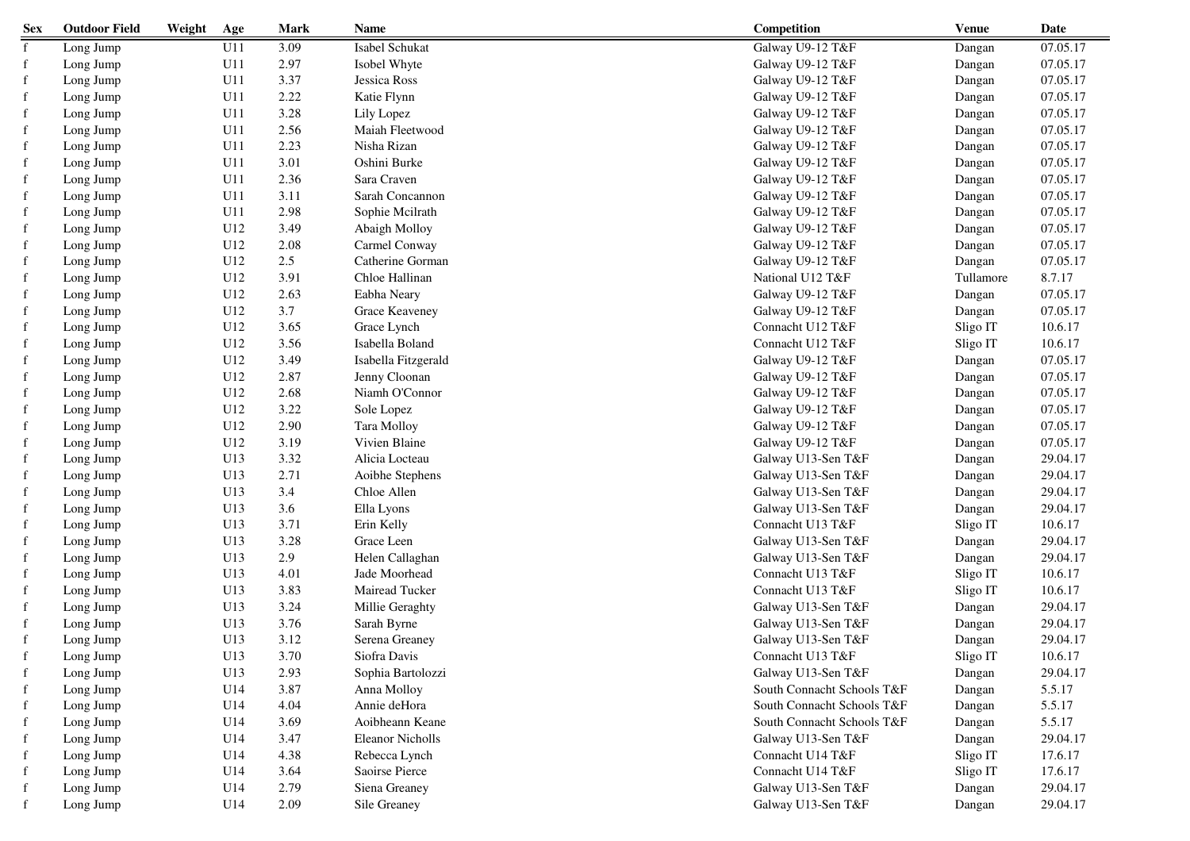| Sex | Outdoor Field | Weight | Age | Mark | Name | Competition | Venue | Date |
|---|---|---|---|---|---|---|---|---|
| f | Long Jump | | U11 | 3.09 | Isabel Schukat | Galway U9-12 T&F | Dangan | 07.05.17 |
| f | Long Jump | | U11 | 2.97 | Isobel Whyte | Galway U9-12 T&F | Dangan | 07.05.17 |
| f | Long Jump | | U11 | 3.37 | Jessica Ross | Galway U9-12 T&F | Dangan | 07.05.17 |
| f | Long Jump | | U11 | 2.22 | Katie Flynn | Galway U9-12 T&F | Dangan | 07.05.17 |
| f | Long Jump | | U11 | 3.28 | Lily Lopez | Galway U9-12 T&F | Dangan | 07.05.17 |
| f | Long Jump | | U11 | 2.56 | Maiah Fleetwood | Galway U9-12 T&F | Dangan | 07.05.17 |
| f | Long Jump | | U11 | 2.23 | Nisha Rizan | Galway U9-12 T&F | Dangan | 07.05.17 |
| f | Long Jump | | U11 | 3.01 | Oshini Burke | Galway U9-12 T&F | Dangan | 07.05.17 |
| f | Long Jump | | U11 | 2.36 | Sara Craven | Galway U9-12 T&F | Dangan | 07.05.17 |
| f | Long Jump | | U11 | 3.11 | Sarah Concannon | Galway U9-12 T&F | Dangan | 07.05.17 |
| f | Long Jump | | U11 | 2.98 | Sophie Mcilrath | Galway U9-12 T&F | Dangan | 07.05.17 |
| f | Long Jump | | U12 | 3.49 | Abaigh Molloy | Galway U9-12 T&F | Dangan | 07.05.17 |
| f | Long Jump | | U12 | 2.08 | Carmel Conway | Galway U9-12 T&F | Dangan | 07.05.17 |
| f | Long Jump | | U12 | 2.5 | Catherine Gorman | Galway U9-12 T&F | Dangan | 07.05.17 |
| f | Long Jump | | U12 | 3.91 | Chloe Hallinan | National U12 T&F | Tullamore | 8.7.17 |
| f | Long Jump | | U12 | 2.63 | Eabha Neary | Galway U9-12 T&F | Dangan | 07.05.17 |
| f | Long Jump | | U12 | 3.7 | Grace Keaveney | Galway U9-12 T&F | Dangan | 07.05.17 |
| f | Long Jump | | U12 | 3.65 | Grace Lynch | Connacht U12 T&F | Sligo IT | 10.6.17 |
| f | Long Jump | | U12 | 3.56 | Isabella Boland | Connacht U12 T&F | Sligo IT | 10.6.17 |
| f | Long Jump | | U12 | 3.49 | Isabella Fitzgerald | Galway U9-12 T&F | Dangan | 07.05.17 |
| f | Long Jump | | U12 | 2.87 | Jenny Cloonan | Galway U9-12 T&F | Dangan | 07.05.17 |
| f | Long Jump | | U12 | 2.68 | Niamh O'Connor | Galway U9-12 T&F | Dangan | 07.05.17 |
| f | Long Jump | | U12 | 3.22 | Sole Lopez | Galway U9-12 T&F | Dangan | 07.05.17 |
| f | Long Jump | | U12 | 2.90 | Tara Molloy | Galway U9-12 T&F | Dangan | 07.05.17 |
| f | Long Jump | | U12 | 3.19 | Vivien Blaine | Galway U9-12 T&F | Dangan | 07.05.17 |
| f | Long Jump | | U13 | 3.32 | Alicia Locteau | Galway U13-Sen T&F | Dangan | 29.04.17 |
| f | Long Jump | | U13 | 2.71 | Aoibhe Stephens | Galway U13-Sen T&F | Dangan | 29.04.17 |
| f | Long Jump | | U13 | 3.4 | Chloe Allen | Galway U13-Sen T&F | Dangan | 29.04.17 |
| f | Long Jump | | U13 | 3.6 | Ella Lyons | Galway U13-Sen T&F | Dangan | 29.04.17 |
| f | Long Jump | | U13 | 3.71 | Erin Kelly | Connacht U13 T&F | Sligo IT | 10.6.17 |
| f | Long Jump | | U13 | 3.28 | Grace Leen | Galway U13-Sen T&F | Dangan | 29.04.17 |
| f | Long Jump | | U13 | 2.9 | Helen Callaghan | Galway U13-Sen T&F | Dangan | 29.04.17 |
| f | Long Jump | | U13 | 4.01 | Jade Moorhead | Connacht U13 T&F | Sligo IT | 10.6.17 |
| f | Long Jump | | U13 | 3.83 | Mairead Tucker | Connacht U13 T&F | Sligo IT | 10.6.17 |
| f | Long Jump | | U13 | 3.24 | Millie Geraghty | Galway U13-Sen T&F | Dangan | 29.04.17 |
| f | Long Jump | | U13 | 3.76 | Sarah Byrne | Galway U13-Sen T&F | Dangan | 29.04.17 |
| f | Long Jump | | U13 | 3.12 | Serena Greaney | Galway U13-Sen T&F | Dangan | 29.04.17 |
| f | Long Jump | | U13 | 3.70 | Siofra Davis | Connacht U13 T&F | Sligo IT | 10.6.17 |
| f | Long Jump | | U13 | 2.93 | Sophia Bartolozzi | Galway U13-Sen T&F | Dangan | 29.04.17 |
| f | Long Jump | | U14 | 3.87 | Anna Molloy | South Connacht Schools T&F | Dangan | 5.5.17 |
| f | Long Jump | | U14 | 4.04 | Annie deHora | South Connacht Schools T&F | Dangan | 5.5.17 |
| f | Long Jump | | U14 | 3.69 | Aoibheann Keane | South Connacht Schools T&F | Dangan | 5.5.17 |
| f | Long Jump | | U14 | 3.47 | Eleanor Nicholls | Galway U13-Sen T&F | Dangan | 29.04.17 |
| f | Long Jump | | U14 | 4.38 | Rebecca Lynch | Connacht U14 T&F | Sligo IT | 17.6.17 |
| f | Long Jump | | U14 | 3.64 | Saoirse Pierce | Connacht U14 T&F | Sligo IT | 17.6.17 |
| f | Long Jump | | U14 | 2.79 | Siena Greaney | Galway U13-Sen T&F | Dangan | 29.04.17 |
| f | Long Jump | | U14 | 2.09 | Sile Greaney | Galway U13-Sen T&F | Dangan | 29.04.17 |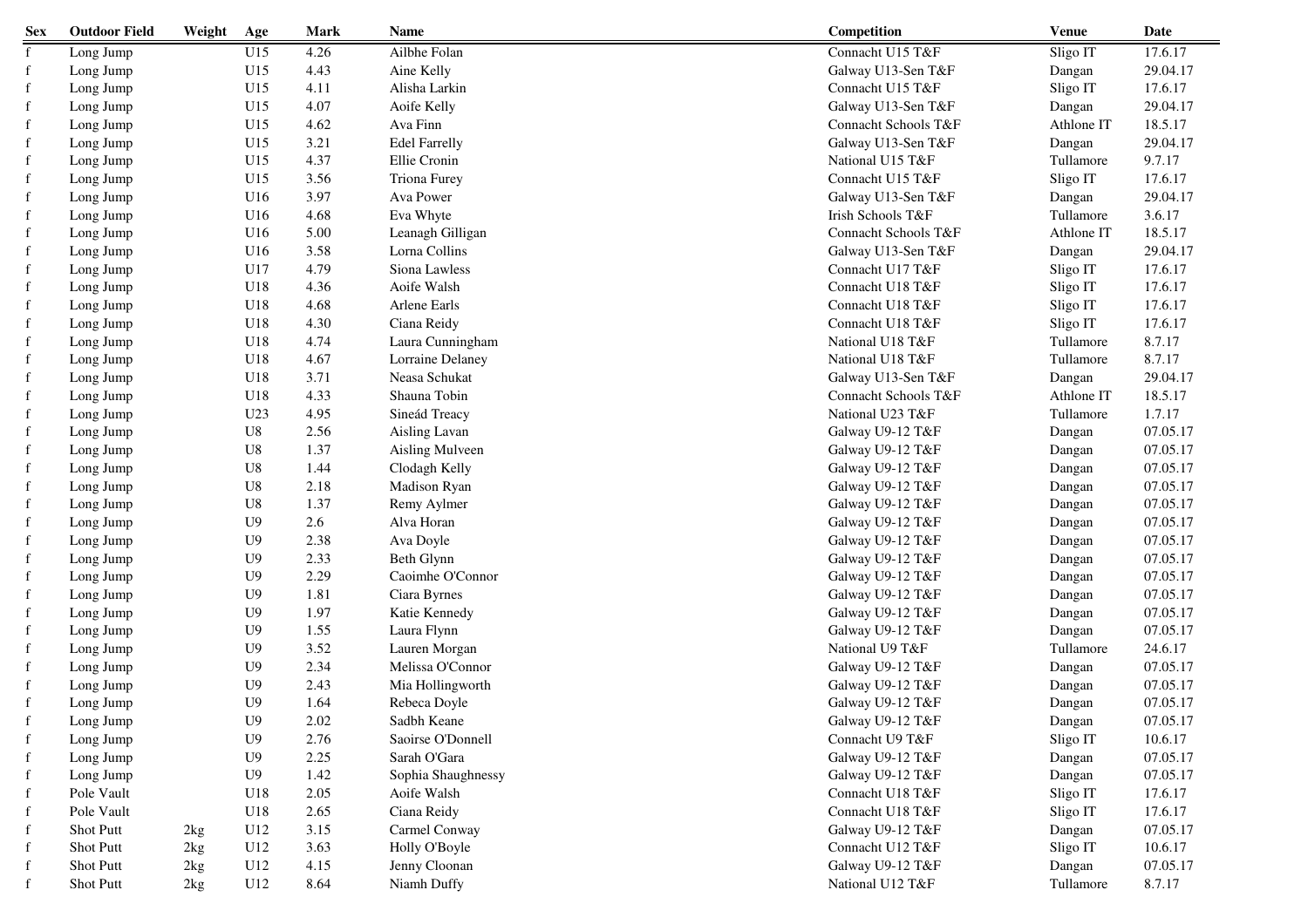| Sex | Outdoor Field | Weight | Age | Mark | Name | Competition | Venue | Date |
|---|---|---|---|---|---|---|---|---|
| f | Long Jump | | U15 | 4.26 | Ailbhe Folan | Connacht U15 T&F | Sligo IT | 17.6.17 |
| f | Long Jump | | U15 | 4.43 | Aine Kelly | Galway U13-Sen T&F | Dangan | 29.04.17 |
| f | Long Jump | | U15 | 4.11 | Alisha Larkin | Connacht U15 T&F | Sligo IT | 17.6.17 |
| f | Long Jump | | U15 | 4.07 | Aoife Kelly | Galway U13-Sen T&F | Dangan | 29.04.17 |
| f | Long Jump | | U15 | 4.62 | Ava Finn | Connacht Schools T&F | Athlone IT | 18.5.17 |
| f | Long Jump | | U15 | 3.21 | Edel Farrelly | Galway U13-Sen T&F | Dangan | 29.04.17 |
| f | Long Jump | | U15 | 4.37 | Ellie Cronin | National U15 T&F | Tullamore | 9.7.17 |
| f | Long Jump | | U15 | 3.56 | Triona Furey | Connacht U15 T&F | Sligo IT | 17.6.17 |
| f | Long Jump | | U16 | 3.97 | Ava Power | Galway U13-Sen T&F | Dangan | 29.04.17 |
| f | Long Jump | | U16 | 4.68 | Eva Whyte | Irish Schools T&F | Tullamore | 3.6.17 |
| f | Long Jump | | U16 | 5.00 | Leanagh Gilligan | Connacht Schools T&F | Athlone IT | 18.5.17 |
| f | Long Jump | | U16 | 3.58 | Lorna Collins | Galway U13-Sen T&F | Dangan | 29.04.17 |
| f | Long Jump | | U17 | 4.79 | Siona Lawless | Connacht U17 T&F | Sligo IT | 17.6.17 |
| f | Long Jump | | U18 | 4.36 | Aoife Walsh | Connacht U18 T&F | Sligo IT | 17.6.17 |
| f | Long Jump | | U18 | 4.68 | Arlene Earls | Connacht U18 T&F | Sligo IT | 17.6.17 |
| f | Long Jump | | U18 | 4.30 | Ciana Reidy | Connacht U18 T&F | Sligo IT | 17.6.17 |
| f | Long Jump | | U18 | 4.74 | Laura Cunningham | National U18 T&F | Tullamore | 8.7.17 |
| f | Long Jump | | U18 | 4.67 | Lorraine Delaney | National U18 T&F | Tullamore | 8.7.17 |
| f | Long Jump | | U18 | 3.71 | Neasa Schukat | Galway U13-Sen T&F | Dangan | 29.04.17 |
| f | Long Jump | | U18 | 4.33 | Shauna Tobin | Connacht Schools T&F | Athlone IT | 18.5.17 |
| f | Long Jump | | U23 | 4.95 | Sineád Treacy | National U23 T&F | Tullamore | 1.7.17 |
| f | Long Jump | | U8 | 2.56 | Aisling Lavan | Galway U9-12 T&F | Dangan | 07.05.17 |
| f | Long Jump | | U8 | 1.37 | Aisling Mulveen | Galway U9-12 T&F | Dangan | 07.05.17 |
| f | Long Jump | | U8 | 1.44 | Clodagh Kelly | Galway U9-12 T&F | Dangan | 07.05.17 |
| f | Long Jump | | U8 | 2.18 | Madison Ryan | Galway U9-12 T&F | Dangan | 07.05.17 |
| f | Long Jump | | U8 | 1.37 | Remy Aylmer | Galway U9-12 T&F | Dangan | 07.05.17 |
| f | Long Jump | | U9 | 2.6 | Alva Horan | Galway U9-12 T&F | Dangan | 07.05.17 |
| f | Long Jump | | U9 | 2.38 | Ava Doyle | Galway U9-12 T&F | Dangan | 07.05.17 |
| f | Long Jump | | U9 | 2.33 | Beth Glynn | Galway U9-12 T&F | Dangan | 07.05.17 |
| f | Long Jump | | U9 | 2.29 | Caoimhe O'Connor | Galway U9-12 T&F | Dangan | 07.05.17 |
| f | Long Jump | | U9 | 1.81 | Ciara Byrnes | Galway U9-12 T&F | Dangan | 07.05.17 |
| f | Long Jump | | U9 | 1.97 | Katie Kennedy | Galway U9-12 T&F | Dangan | 07.05.17 |
| f | Long Jump | | U9 | 1.55 | Laura Flynn | Galway U9-12 T&F | Dangan | 07.05.17 |
| f | Long Jump | | U9 | 3.52 | Lauren Morgan | National U9 T&F | Tullamore | 24.6.17 |
| f | Long Jump | | U9 | 2.34 | Melissa O'Connor | Galway U9-12 T&F | Dangan | 07.05.17 |
| f | Long Jump | | U9 | 2.43 | Mia Hollingworth | Galway U9-12 T&F | Dangan | 07.05.17 |
| f | Long Jump | | U9 | 1.64 | Rebeca Doyle | Galway U9-12 T&F | Dangan | 07.05.17 |
| f | Long Jump | | U9 | 2.02 | Sadbh Keane | Galway U9-12 T&F | Dangan | 07.05.17 |
| f | Long Jump | | U9 | 2.76 | Saoirse O'Donnell | Connacht U9 T&F | Sligo IT | 10.6.17 |
| f | Long Jump | | U9 | 2.25 | Sarah O'Gara | Galway U9-12 T&F | Dangan | 07.05.17 |
| f | Long Jump | | U9 | 1.42 | Sophia Shaughnessy | Galway U9-12 T&F | Dangan | 07.05.17 |
| f | Pole Vault | | U18 | 2.05 | Aoife Walsh | Connacht U18 T&F | Sligo IT | 17.6.17 |
| f | Pole Vault | | U18 | 2.65 | Ciana Reidy | Connacht U18 T&F | Sligo IT | 17.6.17 |
| f | Shot Putt | 2kg | U12 | 3.15 | Carmel Conway | Galway U9-12 T&F | Dangan | 07.05.17 |
| f | Shot Putt | 2kg | U12 | 3.63 | Holly O'Boyle | Connacht U12 T&F | Sligo IT | 10.6.17 |
| f | Shot Putt | 2kg | U12 | 4.15 | Jenny Cloonan | Galway U9-12 T&F | Dangan | 07.05.17 |
| f | Shot Putt | 2kg | U12 | 8.64 | Niamh Duffy | National U12 T&F | Tullamore | 8.7.17 |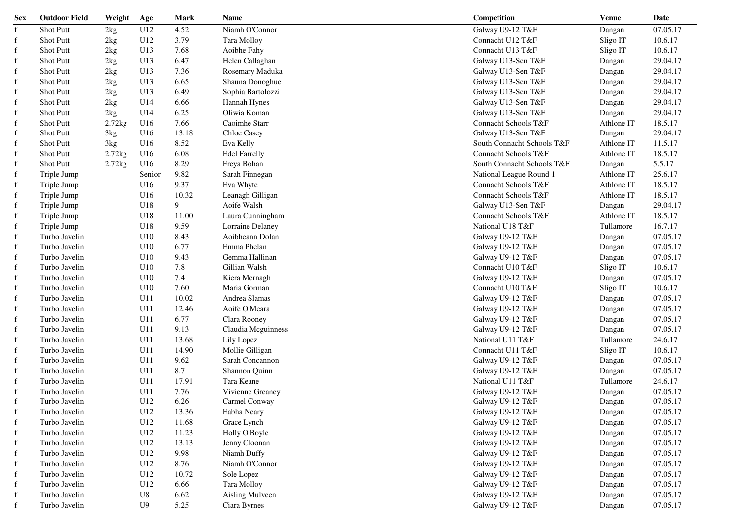| Sex | Outdoor Field | Weight | Age | Mark | Name | Competition | Venue | Date |
|---|---|---|---|---|---|---|---|---|
| f | Shot Putt | 2kg | U12 | 4.52 | Niamh O'Connor | Galway U9-12 T&F | Dangan | 07.05.17 |
| f | Shot Putt | 2kg | U12 | 3.79 | Tara Molloy | Connacht U12 T&F | Sligo IT | 10.6.17 |
| f | Shot Putt | 2kg | U13 | 7.68 | Aoibhe Fahy | Connacht U13 T&F | Sligo IT | 10.6.17 |
| f | Shot Putt | 2kg | U13 | 6.47 | Helen Callaghan | Galway U13-Sen T&F | Dangan | 29.04.17 |
| f | Shot Putt | 2kg | U13 | 7.36 | Rosemary Maduka | Galway U13-Sen T&F | Dangan | 29.04.17 |
| f | Shot Putt | 2kg | U13 | 6.65 | Shauna Donoghue | Galway U13-Sen T&F | Dangan | 29.04.17 |
| f | Shot Putt | 2kg | U13 | 6.49 | Sophia Bartolozzi | Galway U13-Sen T&F | Dangan | 29.04.17 |
| f | Shot Putt | 2kg | U14 | 6.66 | Hannah Hynes | Galway U13-Sen T&F | Dangan | 29.04.17 |
| f | Shot Putt | 2kg | U14 | 6.25 | Oliwia Koman | Galway U13-Sen T&F | Dangan | 29.04.17 |
| f | Shot Putt | 2.72kg | U16 | 7.66 | Caoimhe Starr | Connacht Schools T&F | Athlone IT | 18.5.17 |
| f | Shot Putt | 3kg | U16 | 13.18 | Chloe Casey | Galway U13-Sen T&F | Dangan | 29.04.17 |
| f | Shot Putt | 3kg | U16 | 8.52 | Eva Kelly | South Connacht Schools T&F | Athlone IT | 11.5.17 |
| f | Shot Putt | 2.72kg | U16 | 6.08 | Edel Farrelly | Connacht Schools T&F | Athlone IT | 18.5.17 |
| f | Shot Putt | 2.72kg | U16 | 8.29 | Freya Bohan | South Connacht Schools T&F | Dangan | 5.5.17 |
| f | Triple Jump | | Senior | 9.82 | Sarah Finnegan | National League Round 1 | Athlone IT | 25.6.17 |
| f | Triple Jump | | U16 | 9.37 | Eva Whyte | Connacht Schools T&F | Athlone IT | 18.5.17 |
| f | Triple Jump | | U16 | 10.32 | Leanagh Gilligan | Connacht Schools T&F | Athlone IT | 18.5.17 |
| f | Triple Jump | | U18 | 9 | Aoife Walsh | Galway U13-Sen T&F | Dangan | 29.04.17 |
| f | Triple Jump | | U18 | 11.00 | Laura Cunningham | Connacht Schools T&F | Athlone IT | 18.5.17 |
| f | Triple Jump | | U18 | 9.59 | Lorraine Delaney | National U18 T&F | Tullamore | 16.7.17 |
| f | Turbo Javelin | | U10 | 8.43 | Aoibheann Dolan | Galway U9-12 T&F | Dangan | 07.05.17 |
| f | Turbo Javelin | | U10 | 6.77 | Emma Phelan | Galway U9-12 T&F | Dangan | 07.05.17 |
| f | Turbo Javelin | | U10 | 9.43 | Gemma Hallinan | Galway U9-12 T&F | Dangan | 07.05.17 |
| f | Turbo Javelin | | U10 | 7.8 | Gillian Walsh | Connacht U10 T&F | Sligo IT | 10.6.17 |
| f | Turbo Javelin | | U10 | 7.4 | Kiera Mernagh | Galway U9-12 T&F | Dangan | 07.05.17 |
| f | Turbo Javelin | | U10 | 7.60 | Maria Gorman | Connacht U10 T&F | Sligo IT | 10.6.17 |
| f | Turbo Javelin | | U11 | 10.02 | Andrea Slamas | Galway U9-12 T&F | Dangan | 07.05.17 |
| f | Turbo Javelin | | U11 | 12.46 | Aoife O'Meara | Galway U9-12 T&F | Dangan | 07.05.17 |
| f | Turbo Javelin | | U11 | 6.77 | Clara Rooney | Galway U9-12 T&F | Dangan | 07.05.17 |
| f | Turbo Javelin | | U11 | 9.13 | Claudia Mcguinness | Galway U9-12 T&F | Dangan | 07.05.17 |
| f | Turbo Javelin | | U11 | 13.68 | Lily Lopez | National U11 T&F | Tullamore | 24.6.17 |
| f | Turbo Javelin | | U11 | 14.90 | Mollie Gilligan | Connacht U11 T&F | Sligo IT | 10.6.17 |
| f | Turbo Javelin | | U11 | 9.62 | Sarah Concannon | Galway U9-12 T&F | Dangan | 07.05.17 |
| f | Turbo Javelin | | U11 | 8.7 | Shannon Quinn | Galway U9-12 T&F | Dangan | 07.05.17 |
| f | Turbo Javelin | | U11 | 17.91 | Tara Keane | National U11 T&F | Tullamore | 24.6.17 |
| f | Turbo Javelin | | U11 | 7.76 | Vivienne Greaney | Galway U9-12 T&F | Dangan | 07.05.17 |
| f | Turbo Javelin | | U12 | 6.26 | Carmel Conway | Galway U9-12 T&F | Dangan | 07.05.17 |
| f | Turbo Javelin | | U12 | 13.36 | Eabha Neary | Galway U9-12 T&F | Dangan | 07.05.17 |
| f | Turbo Javelin | | U12 | 11.68 | Grace Lynch | Galway U9-12 T&F | Dangan | 07.05.17 |
| f | Turbo Javelin | | U12 | 11.23 | Holly O'Boyle | Galway U9-12 T&F | Dangan | 07.05.17 |
| f | Turbo Javelin | | U12 | 13.13 | Jenny Cloonan | Galway U9-12 T&F | Dangan | 07.05.17 |
| f | Turbo Javelin | | U12 | 9.98 | Niamh Duffy | Galway U9-12 T&F | Dangan | 07.05.17 |
| f | Turbo Javelin | | U12 | 8.76 | Niamh O'Connor | Galway U9-12 T&F | Dangan | 07.05.17 |
| f | Turbo Javelin | | U12 | 10.72 | Sole Lopez | Galway U9-12 T&F | Dangan | 07.05.17 |
| f | Turbo Javelin | | U12 | 6.66 | Tara Molloy | Galway U9-12 T&F | Dangan | 07.05.17 |
| f | Turbo Javelin | | U8 | 6.62 | Aisling Mulveen | Galway U9-12 T&F | Dangan | 07.05.17 |
| f | Turbo Javelin | | U9 | 5.25 | Ciara Byrnes | Galway U9-12 T&F | Dangan | 07.05.17 |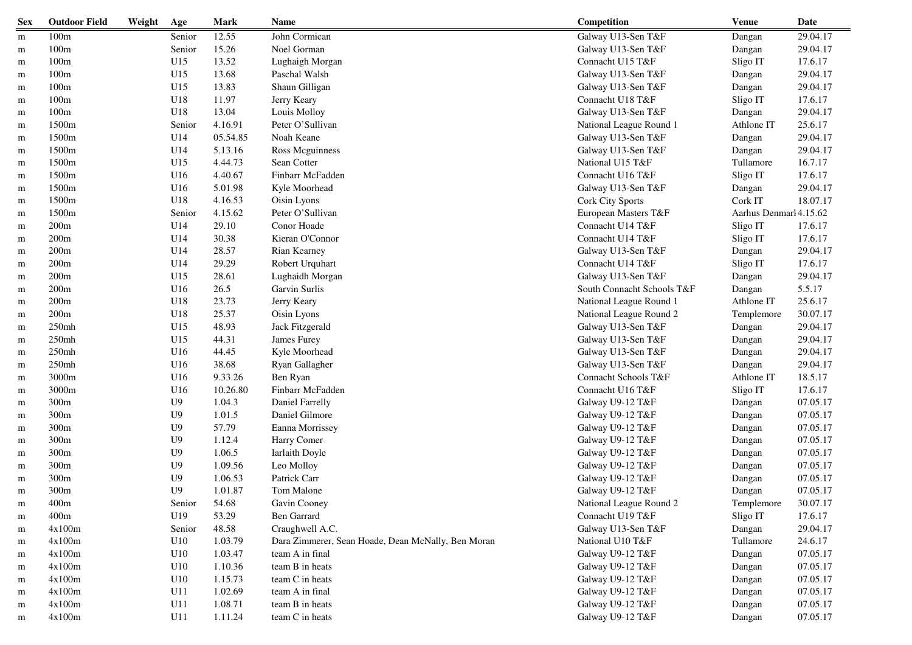| Sex | Outdoor Field | Weight | Age | Mark | Name | Competition | Venue | Date |
|---|---|---|---|---|---|---|---|---|
| m | 100m | | Senior | 12.55 | John Cormican | Galway U13-Sen T&F | Dangan | 29.04.17 |
| m | 100m | | Senior | 15.26 | Noel Gorman | Galway U13-Sen T&F | Dangan | 29.04.17 |
| m | 100m | | U15 | 13.52 | Lughaigh Morgan | Connacht U15 T&F | Sligo IT | 17.6.17 |
| m | 100m | | U15 | 13.68 | Paschal Walsh | Galway U13-Sen T&F | Dangan | 29.04.17 |
| m | 100m | | U15 | 13.83 | Shaun Gilligan | Galway U13-Sen T&F | Dangan | 29.04.17 |
| m | 100m | | U18 | 11.97 | Jerry Keary | Connacht U18 T&F | Sligo IT | 17.6.17 |
| m | 100m | | U18 | 13.04 | Louis Molloy | Galway U13-Sen T&F | Dangan | 29.04.17 |
| m | 1500m | | Senior | 4.16.91 | Peter O'Sullivan | National League Round 1 | Athlone IT | 25.6.17 |
| m | 1500m | | U14 | 05.54.85 | Noah Keane | Galway U13-Sen T&F | Dangan | 29.04.17 |
| m | 1500m | | U14 | 5.13.16 | Ross Mcguinness | Galway U13-Sen T&F | Dangan | 29.04.17 |
| m | 1500m | | U15 | 4.44.73 | Sean Cotter | National U15 T&F | Tullamore | 16.7.17 |
| m | 1500m | | U16 | 4.40.67 | Finbarr McFadden | Connacht U16 T&F | Sligo IT | 17.6.17 |
| m | 1500m | | U16 | 5.01.98 | Kyle Moorhead | Galway U13-Sen T&F | Dangan | 29.04.17 |
| m | 1500m | | U18 | 4.16.53 | Oisin Lyons | Cork City Sports | Cork IT | 18.07.17 |
| m | 1500m | | Senior | 4.15.62 | Peter O'Sullivan | European Masters T&F | Aarhus Denmarl | 4.15.62 |
| m | 200m | | U14 | 29.10 | Conor Hoade | Connacht U14 T&F | Sligo IT | 17.6.17 |
| m | 200m | | U14 | 30.38 | Kieran O'Connor | Connacht U14 T&F | Sligo IT | 17.6.17 |
| m | 200m | | U14 | 28.57 | Rian Kearney | Galway U13-Sen T&F | Dangan | 29.04.17 |
| m | 200m | | U14 | 29.29 | Robert Urquhart | Connacht U14 T&F | Sligo IT | 17.6.17 |
| m | 200m | | U15 | 28.61 | Lughaidh Morgan | Galway U13-Sen T&F | Dangan | 29.04.17 |
| m | 200m | | U16 | 26.5 | Garvin Surlis | South Connacht Schools T&F | Dangan | 5.5.17 |
| m | 200m | | U18 | 23.73 | Jerry Keary | National League Round 1 | Athlone IT | 25.6.17 |
| m | 200m | | U18 | 25.37 | Oisin Lyons | National League Round 2 | Templemore | 30.07.17 |
| m | 250mh | | U15 | 48.93 | Jack Fitzgerald | Galway U13-Sen T&F | Dangan | 29.04.17 |
| m | 250mh | | U15 | 44.31 | James Furey | Galway U13-Sen T&F | Dangan | 29.04.17 |
| m | 250mh | | U16 | 44.45 | Kyle Moorhead | Galway U13-Sen T&F | Dangan | 29.04.17 |
| m | 250mh | | U16 | 38.68 | Ryan Gallagher | Galway U13-Sen T&F | Dangan | 29.04.17 |
| m | 3000m | | U16 | 9.33.26 | Ben Ryan | Connacht Schools T&F | Athlone IT | 18.5.17 |
| m | 3000m | | U16 | 10.26.80 | Finbarr McFadden | Connacht U16 T&F | Sligo IT | 17.6.17 |
| m | 300m | | U9 | 1.04.3 | Daniel Farrelly | Galway U9-12 T&F | Dangan | 07.05.17 |
| m | 300m | | U9 | 1.01.5 | Daniel Gilmore | Galway U9-12 T&F | Dangan | 07.05.17 |
| m | 300m | | U9 | 57.79 | Eanna Morrissey | Galway U9-12 T&F | Dangan | 07.05.17 |
| m | 300m | | U9 | 1.12.4 | Harry Comer | Galway U9-12 T&F | Dangan | 07.05.17 |
| m | 300m | | U9 | 1.06.5 | Iarlaith Doyle | Galway U9-12 T&F | Dangan | 07.05.17 |
| m | 300m | | U9 | 1.09.56 | Leo Molloy | Galway U9-12 T&F | Dangan | 07.05.17 |
| m | 300m | | U9 | 1.06.53 | Patrick Carr | Galway U9-12 T&F | Dangan | 07.05.17 |
| m | 300m | | U9 | 1.01.87 | Tom Malone | Galway U9-12 T&F | Dangan | 07.05.17 |
| m | 400m | | Senior | 54.68 | Gavin Cooney | National League Round 2 | Templemore | 30.07.17 |
| m | 400m | | U19 | 53.29 | Ben Garrard | Connacht U19 T&F | Sligo IT | 17.6.17 |
| m | 4x100m | | Senior | 48.58 | Craughwell A.C. | Galway U13-Sen T&F | Dangan | 29.04.17 |
| m | 4x100m | | U10 | 1.03.79 | Dara Zimmerer, Sean Hoade, Dean McNally, Ben Moran | National U10 T&F | Tullamore | 24.6.17 |
| m | 4x100m | | U10 | 1.03.47 | team A in final | Galway U9-12 T&F | Dangan | 07.05.17 |
| m | 4x100m | | U10 | 1.10.36 | team B in heats | Galway U9-12 T&F | Dangan | 07.05.17 |
| m | 4x100m | | U10 | 1.15.73 | team C in heats | Galway U9-12 T&F | Dangan | 07.05.17 |
| m | 4x100m | | U11 | 1.02.69 | team A in final | Galway U9-12 T&F | Dangan | 07.05.17 |
| m | 4x100m | | U11 | 1.08.71 | team B in heats | Galway U9-12 T&F | Dangan | 07.05.17 |
| m | 4x100m | | U11 | 1.11.24 | team C in heats | Galway U9-12 T&F | Dangan | 07.05.17 |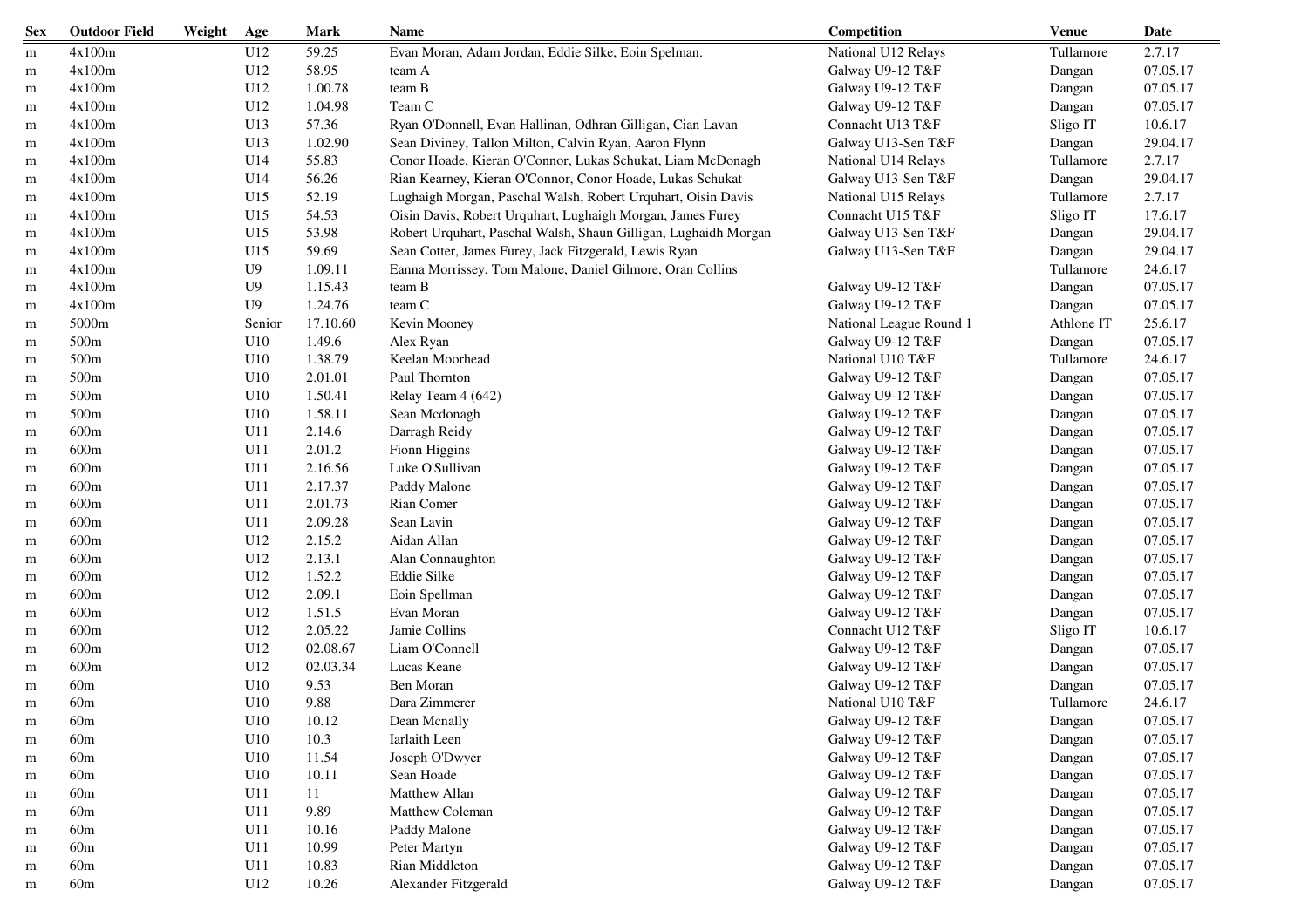| Sex | Outdoor Field | Weight | Age | Mark | Name | Competition | Venue | Date |
|---|---|---|---|---|---|---|---|---|
| m | 4x100m | | U12 | 59.25 | Evan Moran, Adam Jordan, Eddie Silke, Eoin Spelman. | National U12 Relays | Tullamore | 2.7.17 |
| m | 4x100m | | U12 | 58.95 | team A | Galway U9-12 T&F | Dangan | 07.05.17 |
| m | 4x100m | | U12 | 1.00.78 | team B | Galway U9-12 T&F | Dangan | 07.05.17 |
| m | 4x100m | | U12 | 1.04.98 | Team C | Galway U9-12 T&F | Dangan | 07.05.17 |
| m | 4x100m | | U13 | 57.36 | Ryan O'Donnell, Evan Hallinan, Odhran Gilligan, Cian Lavan | Connacht U13 T&F | Sligo IT | 10.6.17 |
| m | 4x100m | | U13 | 1.02.90 | Sean Diviney, Tallon Milton, Calvin Ryan, Aaron Flynn | Galway U13-Sen T&F | Dangan | 29.04.17 |
| m | 4x100m | | U14 | 55.83 | Conor Hoade, Kieran O'Connor, Lukas Schukat, Liam McDonagh | National U14 Relays | Tullamore | 2.7.17 |
| m | 4x100m | | U14 | 56.26 | Rian Kearney, Kieran O'Connor, Conor Hoade, Lukas Schukat | Galway U13-Sen T&F | Dangan | 29.04.17 |
| m | 4x100m | | U15 | 52.19 | Lughaigh Morgan, Paschal Walsh, Robert Urquhart, Oisin Davis | National U15 Relays | Tullamore | 2.7.17 |
| m | 4x100m | | U15 | 54.53 | Oisin Davis, Robert Urquhart, Lughaigh Morgan, James Furey | Connacht U15 T&F | Sligo IT | 17.6.17 |
| m | 4x100m | | U15 | 53.98 | Robert Urquhart, Paschal Walsh, Shaun Gilligan, Lughaidh Morgan | Galway U13-Sen T&F | Dangan | 29.04.17 |
| m | 4x100m | | U15 | 59.69 | Sean Cotter, James Furey, Jack Fitzgerald, Lewis Ryan | Galway U13-Sen T&F | Dangan | 29.04.17 |
| m | 4x100m | | U9 | 1.09.11 | Eanna Morrissey, Tom Malone, Daniel Gilmore, Oran Collins | | Tullamore | 24.6.17 |
| m | 4x100m | | U9 | 1.15.43 | team B | Galway U9-12 T&F | Dangan | 07.05.17 |
| m | 4x100m | | U9 | 1.24.76 | team C | Galway U9-12 T&F | Dangan | 07.05.17 |
| m | 5000m | | Senior | 17.10.60 | Kevin Mooney | National League Round 1 | Athlone IT | 25.6.17 |
| m | 500m | | U10 | 1.49.6 | Alex Ryan | Galway U9-12 T&F | Dangan | 07.05.17 |
| m | 500m | | U10 | 1.38.79 | Keelan Moorhead | National U10 T&F | Tullamore | 24.6.17 |
| m | 500m | | U10 | 2.01.01 | Paul Thornton | Galway U9-12 T&F | Dangan | 07.05.17 |
| m | 500m | | U10 | 1.50.41 | Relay Team 4 (642) | Galway U9-12 T&F | Dangan | 07.05.17 |
| m | 500m | | U10 | 1.58.11 | Sean Mcdonagh | Galway U9-12 T&F | Dangan | 07.05.17 |
| m | 600m | | U11 | 2.14.6 | Darragh Reidy | Galway U9-12 T&F | Dangan | 07.05.17 |
| m | 600m | | U11 | 2.01.2 | Fionn Higgins | Galway U9-12 T&F | Dangan | 07.05.17 |
| m | 600m | | U11 | 2.16.56 | Luke O'Sullivan | Galway U9-12 T&F | Dangan | 07.05.17 |
| m | 600m | | U11 | 2.17.37 | Paddy Malone | Galway U9-12 T&F | Dangan | 07.05.17 |
| m | 600m | | U11 | 2.01.73 | Rian Comer | Galway U9-12 T&F | Dangan | 07.05.17 |
| m | 600m | | U11 | 2.09.28 | Sean Lavin | Galway U9-12 T&F | Dangan | 07.05.17 |
| m | 600m | | U12 | 2.15.2 | Aidan Allan | Galway U9-12 T&F | Dangan | 07.05.17 |
| m | 600m | | U12 | 2.13.1 | Alan Connaughton | Galway U9-12 T&F | Dangan | 07.05.17 |
| m | 600m | | U12 | 1.52.2 | Eddie Silke | Galway U9-12 T&F | Dangan | 07.05.17 |
| m | 600m | | U12 | 2.09.1 | Eoin Spellman | Galway U9-12 T&F | Dangan | 07.05.17 |
| m | 600m | | U12 | 1.51.5 | Evan Moran | Galway U9-12 T&F | Dangan | 07.05.17 |
| m | 600m | | U12 | 2.05.22 | Jamie Collins | Connacht U12 T&F | Sligo IT | 10.6.17 |
| m | 600m | | U12 | 02.08.67 | Liam O'Connell | Galway U9-12 T&F | Dangan | 07.05.17 |
| m | 600m | | U12 | 02.03.34 | Lucas Keane | Galway U9-12 T&F | Dangan | 07.05.17 |
| m | 60m | | U10 | 9.53 | Ben Moran | Galway U9-12 T&F | Dangan | 07.05.17 |
| m | 60m | | U10 | 9.88 | Dara Zimmerer | National U10 T&F | Tullamore | 24.6.17 |
| m | 60m | | U10 | 10.12 | Dean Mcnally | Galway U9-12 T&F | Dangan | 07.05.17 |
| m | 60m | | U10 | 10.3 | Iarlaith Leen | Galway U9-12 T&F | Dangan | 07.05.17 |
| m | 60m | | U10 | 11.54 | Joseph O'Dwyer | Galway U9-12 T&F | Dangan | 07.05.17 |
| m | 60m | | U10 | 10.11 | Sean Hoade | Galway U9-12 T&F | Dangan | 07.05.17 |
| m | 60m | | U11 | 11 | Matthew Allan | Galway U9-12 T&F | Dangan | 07.05.17 |
| m | 60m | | U11 | 9.89 | Matthew Coleman | Galway U9-12 T&F | Dangan | 07.05.17 |
| m | 60m | | U11 | 10.16 | Paddy Malone | Galway U9-12 T&F | Dangan | 07.05.17 |
| m | 60m | | U11 | 10.99 | Peter Martyn | Galway U9-12 T&F | Dangan | 07.05.17 |
| m | 60m | | U11 | 10.83 | Rian Middleton | Galway U9-12 T&F | Dangan | 07.05.17 |
| m | 60m | | U12 | 10.26 | Alexander Fitzgerald | Galway U9-12 T&F | Dangan | 07.05.17 |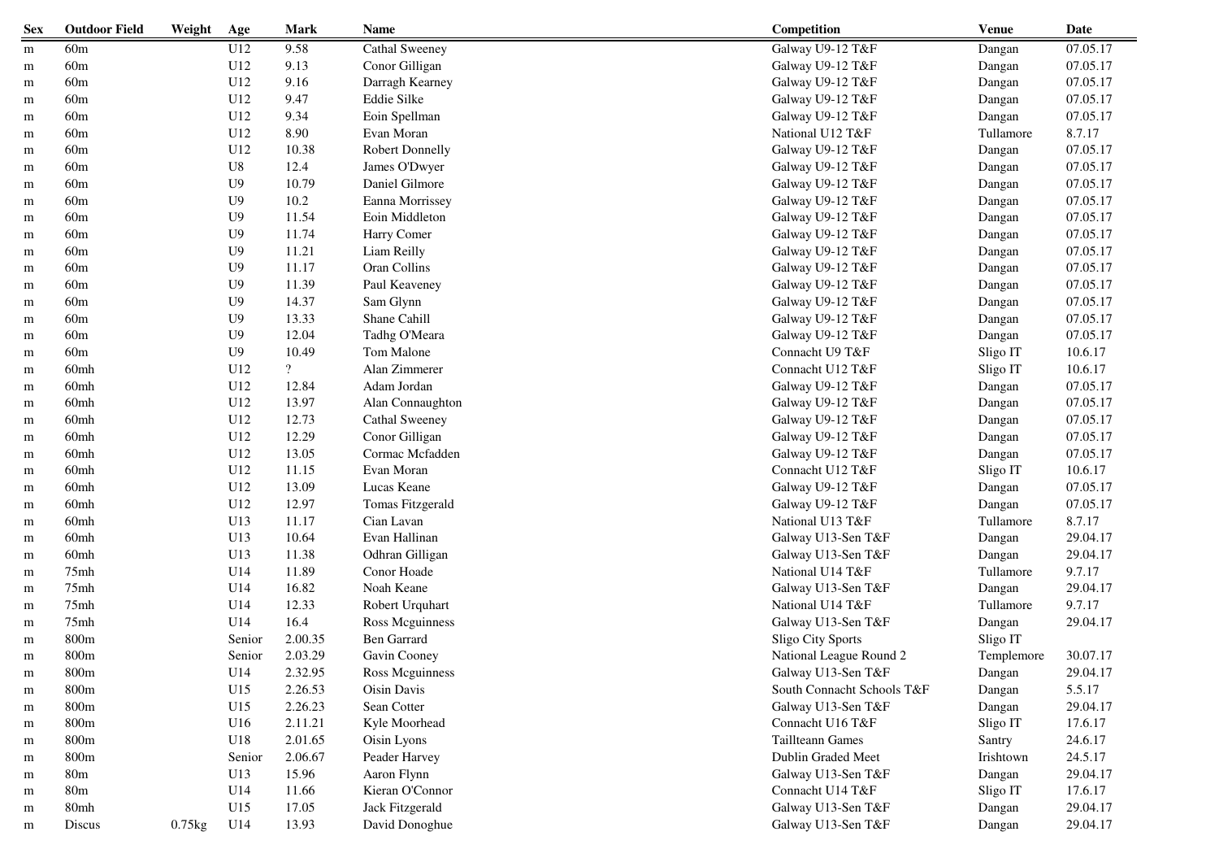| Sex | Outdoor Field | Weight | Age | Mark | Name | Competition | Venue | Date |
|---|---|---|---|---|---|---|---|---|
| m | 60m | | U12 | 9.58 | Cathal Sweeney | Galway U9-12 T&F | Dangan | 07.05.17 |
| m | 60m | | U12 | 9.13 | Conor Gilligan | Galway U9-12 T&F | Dangan | 07.05.17 |
| m | 60m | | U12 | 9.16 | Darragh Kearney | Galway U9-12 T&F | Dangan | 07.05.17 |
| m | 60m | | U12 | 9.47 | Eddie Silke | Galway U9-12 T&F | Dangan | 07.05.17 |
| m | 60m | | U12 | 9.34 | Eoin Spellman | Galway U9-12 T&F | Dangan | 07.05.17 |
| m | 60m | | U12 | 8.90 | Evan Moran | National U12 T&F | Tullamore | 8.7.17 |
| m | 60m | | U12 | 10.38 | Robert Donnelly | Galway U9-12 T&F | Dangan | 07.05.17 |
| m | 60m | | U8 | 12.4 | James O'Dwyer | Galway U9-12 T&F | Dangan | 07.05.17 |
| m | 60m | | U9 | 10.79 | Daniel Gilmore | Galway U9-12 T&F | Dangan | 07.05.17 |
| m | 60m | | U9 | 10.2 | Eanna Morrissey | Galway U9-12 T&F | Dangan | 07.05.17 |
| m | 60m | | U9 | 11.54 | Eoin Middleton | Galway U9-12 T&F | Dangan | 07.05.17 |
| m | 60m | | U9 | 11.74 | Harry Comer | Galway U9-12 T&F | Dangan | 07.05.17 |
| m | 60m | | U9 | 11.21 | Liam Reilly | Galway U9-12 T&F | Dangan | 07.05.17 |
| m | 60m | | U9 | 11.17 | Oran Collins | Galway U9-12 T&F | Dangan | 07.05.17 |
| m | 60m | | U9 | 11.39 | Paul Keaveney | Galway U9-12 T&F | Dangan | 07.05.17 |
| m | 60m | | U9 | 14.37 | Sam Glynn | Galway U9-12 T&F | Dangan | 07.05.17 |
| m | 60m | | U9 | 13.33 | Shane Cahill | Galway U9-12 T&F | Dangan | 07.05.17 |
| m | 60m | | U9 | 12.04 | Tadhg O'Meara | Galway U9-12 T&F | Dangan | 07.05.17 |
| m | 60m | | U9 | 10.49 | Tom Malone | Connacht U9 T&F | Sligo IT | 10.6.17 |
| m | 60mh | | U12 | ? | Alan Zimmerer | Connacht U12 T&F | Sligo IT | 10.6.17 |
| m | 60mh | | U12 | 12.84 | Adam Jordan | Galway U9-12 T&F | Dangan | 07.05.17 |
| m | 60mh | | U12 | 13.97 | Alan Connaughton | Galway U9-12 T&F | Dangan | 07.05.17 |
| m | 60mh | | U12 | 12.73 | Cathal Sweeney | Galway U9-12 T&F | Dangan | 07.05.17 |
| m | 60mh | | U12 | 12.29 | Conor Gilligan | Galway U9-12 T&F | Dangan | 07.05.17 |
| m | 60mh | | U12 | 13.05 | Cormac Mcfadden | Galway U9-12 T&F | Dangan | 07.05.17 |
| m | 60mh | | U12 | 11.15 | Evan Moran | Connacht U12 T&F | Sligo IT | 10.6.17 |
| m | 60mh | | U12 | 13.09 | Lucas Keane | Galway U9-12 T&F | Dangan | 07.05.17 |
| m | 60mh | | U12 | 12.97 | Tomas Fitzgerald | Galway U9-12 T&F | Dangan | 07.05.17 |
| m | 60mh | | U13 | 11.17 | Cian Lavan | National U13 T&F | Tullamore | 8.7.17 |
| m | 60mh | | U13 | 10.64 | Evan Hallinan | Galway U13-Sen T&F | Dangan | 29.04.17 |
| m | 60mh | | U13 | 11.38 | Odhran Gilligan | Galway U13-Sen T&F | Dangan | 29.04.17 |
| m | 75mh | | U14 | 11.89 | Conor Hoade | National U14 T&F | Tullamore | 9.7.17 |
| m | 75mh | | U14 | 16.82 | Noah Keane | Galway U13-Sen T&F | Dangan | 29.04.17 |
| m | 75mh | | U14 | 12.33 | Robert Urquhart | National U14 T&F | Tullamore | 9.7.17 |
| m | 75mh | | U14 | 16.4 | Ross Mcguinness | Galway U13-Sen T&F | Dangan | 29.04.17 |
| m | 800m | | Senior | 2.00.35 | Ben Garrard | Sligo City Sports | Sligo IT | |
| m | 800m | | Senior | 2.03.29 | Gavin Cooney | National League Round 2 | Templemore | 30.07.17 |
| m | 800m | | U14 | 2.32.95 | Ross Mcguinness | Galway U13-Sen T&F | Dangan | 29.04.17 |
| m | 800m | | U15 | 2.26.53 | Oisin Davis | South Connacht Schools T&F | Dangan | 5.5.17 |
| m | 800m | | U15 | 2.26.23 | Sean Cotter | Galway U13-Sen T&F | Dangan | 29.04.17 |
| m | 800m | | U16 | 2.11.21 | Kyle Moorhead | Connacht U16 T&F | Sligo IT | 17.6.17 |
| m | 800m | | U18 | 2.01.65 | Oisin Lyons | Taillteann Games | Santry | 24.6.17 |
| m | 800m | | Senior | 2.06.67 | Peader Harvey | Dublin Graded Meet | Irishtown | 24.5.17 |
| m | 80m | | U13 | 15.96 | Aaron Flynn | Galway U13-Sen T&F | Dangan | 29.04.17 |
| m | 80m | | U14 | 11.66 | Kieran O'Connor | Connacht U14 T&F | Sligo IT | 17.6.17 |
| m | 80mh | | U15 | 17.05 | Jack Fitzgerald | Galway U13-Sen T&F | Dangan | 29.04.17 |
| m | Discus | 0.75kg | U14 | 13.93 | David Donoghue | Galway U13-Sen T&F | Dangan | 29.04.17 |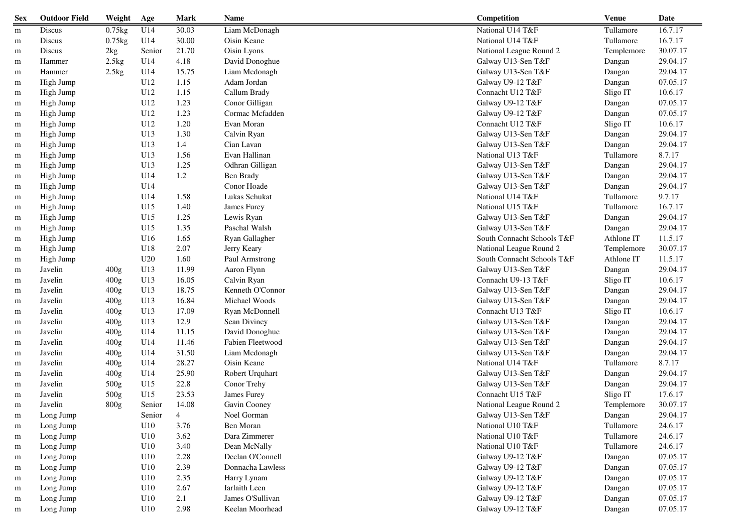| Sex | Outdoor Field | Weight | Age | Mark | Name | Competition | Venue | Date |
|---|---|---|---|---|---|---|---|---|
| m | Discus | 0.75kg | U14 | 30.03 | Liam McDonagh | National U14 T&F | Tullamore | 16.7.17 |
| m | Discus | 0.75kg | U14 | 30.00 | Oisin Keane | National U14 T&F | Tullamore | 16.7.17 |
| m | Discus | 2kg | Senior | 21.70 | Oisin Lyons | National League Round 2 | Templemore | 30.07.17 |
| m | Hammer | 2.5kg | U14 | 4.18 | David Donoghue | Galway U13-Sen T&F | Dangan | 29.04.17 |
| m | Hammer | 2.5kg | U14 | 15.75 | Liam Mcdonagh | Galway U13-Sen T&F | Dangan | 29.04.17 |
| m | High Jump | | U12 | 1.15 | Adam Jordan | Galway U9-12 T&F | Dangan | 07.05.17 |
| m | High Jump | | U12 | 1.15 | Callum Brady | Connacht U12 T&F | Sligo IT | 10.6.17 |
| m | High Jump | | U12 | 1.23 | Conor Gilligan | Galway U9-12 T&F | Dangan | 07.05.17 |
| m | High Jump | | U12 | 1.23 | Cormac Mcfadden | Galway U9-12 T&F | Dangan | 07.05.17 |
| m | High Jump | | U12 | 1.20 | Evan Moran | Connacht U12 T&F | Sligo IT | 10.6.17 |
| m | High Jump | | U13 | 1.30 | Calvin Ryan | Galway U13-Sen T&F | Dangan | 29.04.17 |
| m | High Jump | | U13 | 1.4 | Cian Lavan | Galway U13-Sen T&F | Dangan | 29.04.17 |
| m | High Jump | | U13 | 1.56 | Evan Hallinan | National U13 T&F | Tullamore | 8.7.17 |
| m | High Jump | | U13 | 1.25 | Odhran Gilligan | Galway U13-Sen T&F | Dangan | 29.04.17 |
| m | High Jump | | U14 | 1.2 | Ben Brady | Galway U13-Sen T&F | Dangan | 29.04.17 |
| m | High Jump | | U14 | | Conor Hoade | Galway U13-Sen T&F | Dangan | 29.04.17 |
| m | High Jump | | U14 | 1.58 | Lukas Schukat | National U14 T&F | Tullamore | 9.7.17 |
| m | High Jump | | U15 | 1.40 | James Furey | National U15 T&F | Tullamore | 16.7.17 |
| m | High Jump | | U15 | 1.25 | Lewis Ryan | Galway U13-Sen T&F | Dangan | 29.04.17 |
| m | High Jump | | U15 | 1.35 | Paschal Walsh | Galway U13-Sen T&F | Dangan | 29.04.17 |
| m | High Jump | | U16 | 1.65 | Ryan Gallagher | South Connacht Schools T&F | Athlone IT | 11.5.17 |
| m | High Jump | | U18 | 2.07 | Jerry Keary | National League Round 2 | Templemore | 30.07.17 |
| m | High Jump | | U20 | 1.60 | Paul Armstrong | South Connacht Schools T&F | Athlone IT | 11.5.17 |
| m | Javelin | 400g | U13 | 11.99 | Aaron Flynn | Galway U13-Sen T&F | Dangan | 29.04.17 |
| m | Javelin | 400g | U13 | 16.05 | Calvin Ryan | Connacht U9-13 T&F | Sligo IT | 10.6.17 |
| m | Javelin | 400g | U13 | 18.75 | Kenneth O'Connor | Galway U13-Sen T&F | Dangan | 29.04.17 |
| m | Javelin | 400g | U13 | 16.84 | Michael Woods | Galway U13-Sen T&F | Dangan | 29.04.17 |
| m | Javelin | 400g | U13 | 17.09 | Ryan McDonnell | Connacht U13 T&F | Sligo IT | 10.6.17 |
| m | Javelin | 400g | U13 | 12.9 | Sean Diviney | Galway U13-Sen T&F | Dangan | 29.04.17 |
| m | Javelin | 400g | U14 | 11.15 | David Donoghue | Galway U13-Sen T&F | Dangan | 29.04.17 |
| m | Javelin | 400g | U14 | 11.46 | Fabien Fleetwood | Galway U13-Sen T&F | Dangan | 29.04.17 |
| m | Javelin | 400g | U14 | 31.50 | Liam Mcdonagh | Galway U13-Sen T&F | Dangan | 29.04.17 |
| m | Javelin | 400g | U14 | 28.27 | Oisin Keane | National U14 T&F | Tullamore | 8.7.17 |
| m | Javelin | 400g | U14 | 25.90 | Robert Urquhart | Galway U13-Sen T&F | Dangan | 29.04.17 |
| m | Javelin | 500g | U15 | 22.8 | Conor Trehy | Galway U13-Sen T&F | Dangan | 29.04.17 |
| m | Javelin | 500g | U15 | 23.53 | James Furey | Connacht U15 T&F | Sligo IT | 17.6.17 |
| m | Javelin | 800g | Senior | 14.08 | Gavin Cooney | National League Round 2 | Templemore | 30.07.17 |
| m | Long Jump | | Senior | 4 | Noel Gorman | Galway U13-Sen T&F | Dangan | 29.04.17 |
| m | Long Jump | | U10 | 3.76 | Ben Moran | National U10 T&F | Tullamore | 24.6.17 |
| m | Long Jump | | U10 | 3.62 | Dara Zimmerer | National U10 T&F | Tullamore | 24.6.17 |
| m | Long Jump | | U10 | 3.40 | Dean McNally | National U10 T&F | Tullamore | 24.6.17 |
| m | Long Jump | | U10 | 2.28 | Declan O'Connell | Galway U9-12 T&F | Dangan | 07.05.17 |
| m | Long Jump | | U10 | 2.39 | Donnacha Lawless | Galway U9-12 T&F | Dangan | 07.05.17 |
| m | Long Jump | | U10 | 2.35 | Harry Lynam | Galway U9-12 T&F | Dangan | 07.05.17 |
| m | Long Jump | | U10 | 2.67 | Iarlaith Leen | Galway U9-12 T&F | Dangan | 07.05.17 |
| m | Long Jump | | U10 | 2.1 | James O'Sullivan | Galway U9-12 T&F | Dangan | 07.05.17 |
| m | Long Jump | | U10 | 2.98 | Keelan Moorhead | Galway U9-12 T&F | Dangan | 07.05.17 |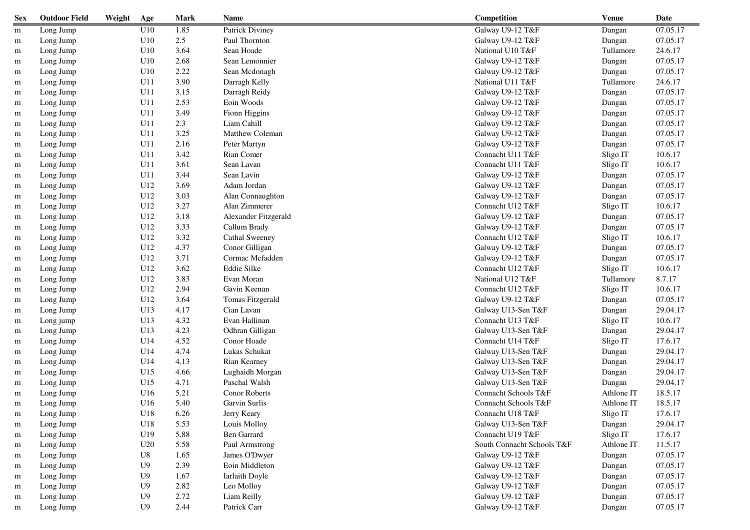| Sex | Outdoor Field | Weight | Age | Mark | Name | Competition | Venue | Date |
|---|---|---|---|---|---|---|---|---|
| m | Long Jump | | U10 | 1.85 | Patrick Diviney | Galway U9-12 T&F | Dangan | 07.05.17 |
| m | Long Jump | | U10 | 2.5 | Paul Thornton | Galway U9-12 T&F | Dangan | 07.05.17 |
| m | Long Jump | | U10 | 3.64 | Sean Hoade | National U10 T&F | Tullamore | 24.6.17 |
| m | Long Jump | | U10 | 2.68 | Sean Lemonnier | Galway U9-12 T&F | Dangan | 07.05.17 |
| m | Long Jump | | U10 | 2.22 | Sean Mcdonagh | Galway U9-12 T&F | Dangan | 07.05.17 |
| m | Long Jump | | U11 | 3.90 | Darragh Kelly | National U11 T&F | Tullamore | 24.6.17 |
| m | Long Jump | | U11 | 3.15 | Darragh Reidy | Galway U9-12 T&F | Dangan | 07.05.17 |
| m | Long Jump | | U11 | 2.53 | Eoin Woods | Galway U9-12 T&F | Dangan | 07.05.17 |
| m | Long Jump | | U11 | 3.49 | Fionn Higgins | Galway U9-12 T&F | Dangan | 07.05.17 |
| m | Long Jump | | U11 | 2.3 | Liam Cahill | Galway U9-12 T&F | Dangan | 07.05.17 |
| m | Long Jump | | U11 | 3.25 | Matthew Coleman | Galway U9-12 T&F | Dangan | 07.05.17 |
| m | Long Jump | | U11 | 2.16 | Peter Martyn | Galway U9-12 T&F | Dangan | 07.05.17 |
| m | Long Jump | | U11 | 3.42 | Rian Comer | Connacht U11 T&F | Sligo IT | 10.6.17 |
| m | Long Jump | | U11 | 3.61 | Sean Lavan | Connacht U11 T&F | Sligo IT | 10.6.17 |
| m | Long Jump | | U11 | 3.44 | Sean Lavin | Galway U9-12 T&F | Dangan | 07.05.17 |
| m | Long Jump | | U12 | 3.69 | Adam Jordan | Galway U9-12 T&F | Dangan | 07.05.17 |
| m | Long Jump | | U12 | 3.03 | Alan Connaughton | Galway U9-12 T&F | Dangan | 07.05.17 |
| m | Long Jump | | U12 | 3.27 | Alan Zimmerer | Connacht U12 T&F | Sligo IT | 10.6.17 |
| m | Long Jump | | U12 | 3.18 | Alexander Fitzgerald | Galway U9-12 T&F | Dangan | 07.05.17 |
| m | Long Jump | | U12 | 3.33 | Callum Brady | Galway U9-12 T&F | Dangan | 07.05.17 |
| m | Long Jump | | U12 | 3.32 | Cathal Sweeney | Connacht U12 T&F | Sligo IT | 10.6.17 |
| m | Long Jump | | U12 | 4.37 | Conor Gilligan | Galway U9-12 T&F | Dangan | 07.05.17 |
| m | Long Jump | | U12 | 3.71 | Cormac Mcfadden | Galway U9-12 T&F | Dangan | 07.05.17 |
| m | Long Jump | | U12 | 3.62 | Eddie Silke | Connacht U12 T&F | Sligo IT | 10.6.17 |
| m | Long Jump | | U12 | 3.83 | Evan Moran | National U12 T&F | Tullamore | 8.7.17 |
| m | Long Jump | | U12 | 2.94 | Gavin Keenan | Connacht U12 T&F | Sligo IT | 10.6.17 |
| m | Long Jump | | U12 | 3.64 | Tomas Fitzgerald | Galway U9-12 T&F | Dangan | 07.05.17 |
| m | Long Jump | | U13 | 4.17 | Cian Lavan | Galway U13-Sen T&F | Dangan | 29.04.17 |
| m | Long jump | | U13 | 4.32 | Evan Hallinan | Connacht U13 T&F | Sligo IT | 10.6.17 |
| m | Long Jump | | U13 | 4.23 | Odhran Gilligan | Galway U13-Sen T&F | Dangan | 29.04.17 |
| m | Long Jump | | U14 | 4.52 | Conor Hoade | Connacht U14 T&F | Sligo IT | 17.6.17 |
| m | Long Jump | | U14 | 4.74 | Lukas Schukat | Galway U13-Sen T&F | Dangan | 29.04.17 |
| m | Long Jump | | U14 | 4.13 | Rian Kearney | Galway U13-Sen T&F | Dangan | 29.04.17 |
| m | Long Jump | | U15 | 4.66 | Lughaidh Morgan | Galway U13-Sen T&F | Dangan | 29.04.17 |
| m | Long Jump | | U15 | 4.71 | Paschal Walsh | Galway U13-Sen T&F | Dangan | 29.04.17 |
| m | Long Jump | | U16 | 5.21 | Conor Roberts | Connacht Schools T&F | Athlone IT | 18.5.17 |
| m | Long Jump | | U16 | 5.40 | Garvin Surlis | Connacht Schools T&F | Athlone IT | 18.5.17 |
| m | Long Jump | | U18 | 6.26 | Jerry Keary | Connacht U18 T&F | Sligo IT | 17.6.17 |
| m | Long Jump | | U18 | 5.53 | Louis Molloy | Galway U13-Sen T&F | Dangan | 29.04.17 |
| m | Long Jump | | U19 | 5.88 | Ben Garrard | Connacht U19 T&F | Sligo IT | 17.6.17 |
| m | Long Jump | | U20 | 5.58 | Paul Armstrong | South Connacht Schools T&F | Athlone IT | 11.5.17 |
| m | Long Jump | | U8 | 1.65 | James O'Dwyer | Galway U9-12 T&F | Dangan | 07.05.17 |
| m | Long Jump | | U9 | 2.39 | Eoin Middleton | Galway U9-12 T&F | Dangan | 07.05.17 |
| m | Long Jump | | U9 | 1.67 | Iarlaith Doyle | Galway U9-12 T&F | Dangan | 07.05.17 |
| m | Long Jump | | U9 | 2.82 | Leo Molloy | Galway U9-12 T&F | Dangan | 07.05.17 |
| m | Long Jump | | U9 | 2.72 | Liam Reilly | Galway U9-12 T&F | Dangan | 07.05.17 |
| m | Long Jump | | U9 | 2.44 | Patrick Carr | Galway U9-12 T&F | Dangan | 07.05.17 |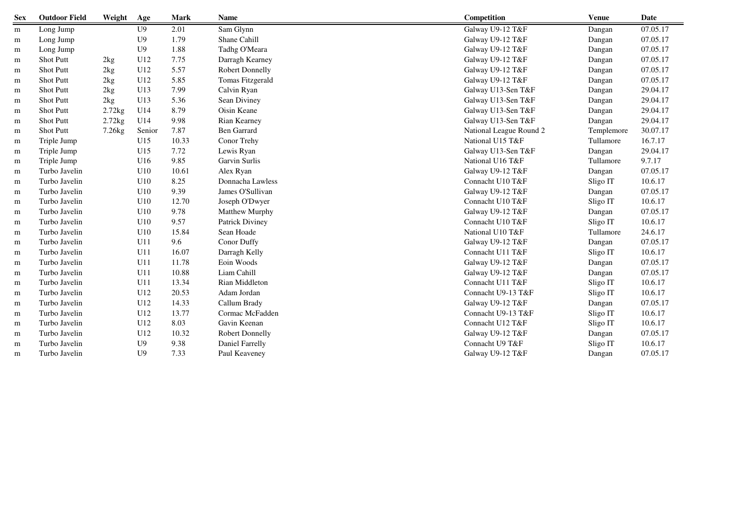| Sex | Outdoor Field | Weight | Age | Mark | Name | Competition | Venue | Date |
|---|---|---|---|---|---|---|---|---|
| m | Long Jump | | U9 | 2.01 | Sam Glynn | Galway U9-12 T&F | Dangan | 07.05.17 |
| m | Long Jump | | U9 | 1.79 | Shane Cahill | Galway U9-12 T&F | Dangan | 07.05.17 |
| m | Long Jump | | U9 | 1.88 | Tadhg O'Meara | Galway U9-12 T&F | Dangan | 07.05.17 |
| m | Shot Putt | 2kg | U12 | 7.75 | Darragh Kearney | Galway U9-12 T&F | Dangan | 07.05.17 |
| m | Shot Putt | 2kg | U12 | 5.57 | Robert Donnelly | Galway U9-12 T&F | Dangan | 07.05.17 |
| m | Shot Putt | 2kg | U12 | 5.85 | Tomas Fitzgerald | Galway U9-12 T&F | Dangan | 07.05.17 |
| m | Shot Putt | 2kg | U13 | 7.99 | Calvin Ryan | Galway U13-Sen T&F | Dangan | 29.04.17 |
| m | Shot Putt | 2kg | U13 | 5.36 | Sean Diviney | Galway U13-Sen T&F | Dangan | 29.04.17 |
| m | Shot Putt | 2.72kg | U14 | 8.79 | Oisin Keane | Galway U13-Sen T&F | Dangan | 29.04.17 |
| m | Shot Putt | 2.72kg | U14 | 9.98 | Rian Kearney | Galway U13-Sen T&F | Dangan | 29.04.17 |
| m | Shot Putt | 7.26kg | Senior | 7.87 | Ben Garrard | National League Round 2 | Templemore | 30.07.17 |
| m | Triple Jump | | U15 | 10.33 | Conor Trehy | National U15 T&F | Tullamore | 16.7.17 |
| m | Triple Jump | | U15 | 7.72 | Lewis Ryan | Galway U13-Sen T&F | Dangan | 29.04.17 |
| m | Triple Jump | | U16 | 9.85 | Garvin Surlis | National U16 T&F | Tullamore | 9.7.17 |
| m | Turbo Javelin | | U10 | 10.61 | Alex Ryan | Galway U9-12 T&F | Dangan | 07.05.17 |
| m | Turbo Javelin | | U10 | 8.25 | Donnacha Lawless | Connacht U10 T&F | Sligo IT | 10.6.17 |
| m | Turbo Javelin | | U10 | 9.39 | James O'Sullivan | Galway U9-12 T&F | Dangan | 07.05.17 |
| m | Turbo Javelin | | U10 | 12.70 | Joseph O'Dwyer | Connacht U10 T&F | Sligo IT | 10.6.17 |
| m | Turbo Javelin | | U10 | 9.78 | Matthew Murphy | Galway U9-12 T&F | Dangan | 07.05.17 |
| m | Turbo Javelin | | U10 | 9.57 | Patrick Diviney | Connacht U10 T&F | Sligo IT | 10.6.17 |
| m | Turbo Javelin | | U10 | 15.84 | Sean Hoade | National U10 T&F | Tullamore | 24.6.17 |
| m | Turbo Javelin | | U11 | 9.6 | Conor Duffy | Galway U9-12 T&F | Dangan | 07.05.17 |
| m | Turbo Javelin | | U11 | 16.07 | Darragh Kelly | Connacht U11 T&F | Sligo IT | 10.6.17 |
| m | Turbo Javelin | | U11 | 11.78 | Eoin Woods | Galway U9-12 T&F | Dangan | 07.05.17 |
| m | Turbo Javelin | | U11 | 10.88 | Liam Cahill | Galway U9-12 T&F | Dangan | 07.05.17 |
| m | Turbo Javelin | | U11 | 13.34 | Rian Middleton | Connacht U11 T&F | Sligo IT | 10.6.17 |
| m | Turbo Javelin | | U12 | 20.53 | Adam Jordan | Connacht U9-13 T&F | Sligo IT | 10.6.17 |
| m | Turbo Javelin | | U12 | 14.33 | Callum Brady | Galway U9-12 T&F | Dangan | 07.05.17 |
| m | Turbo Javelin | | U12 | 13.77 | Cormac McFadden | Connacht U9-13 T&F | Sligo IT | 10.6.17 |
| m | Turbo Javelin | | U12 | 8.03 | Gavin Keenan | Connacht U12 T&F | Sligo IT | 10.6.17 |
| m | Turbo Javelin | | U12 | 10.32 | Robert Donnelly | Galway U9-12 T&F | Dangan | 07.05.17 |
| m | Turbo Javelin | | U9 | 9.38 | Daniel Farrelly | Connacht U9 T&F | Sligo IT | 10.6.17 |
| m | Turbo Javelin | | U9 | 7.33 | Paul Keaveney | Galway U9-12 T&F | Dangan | 07.05.17 |